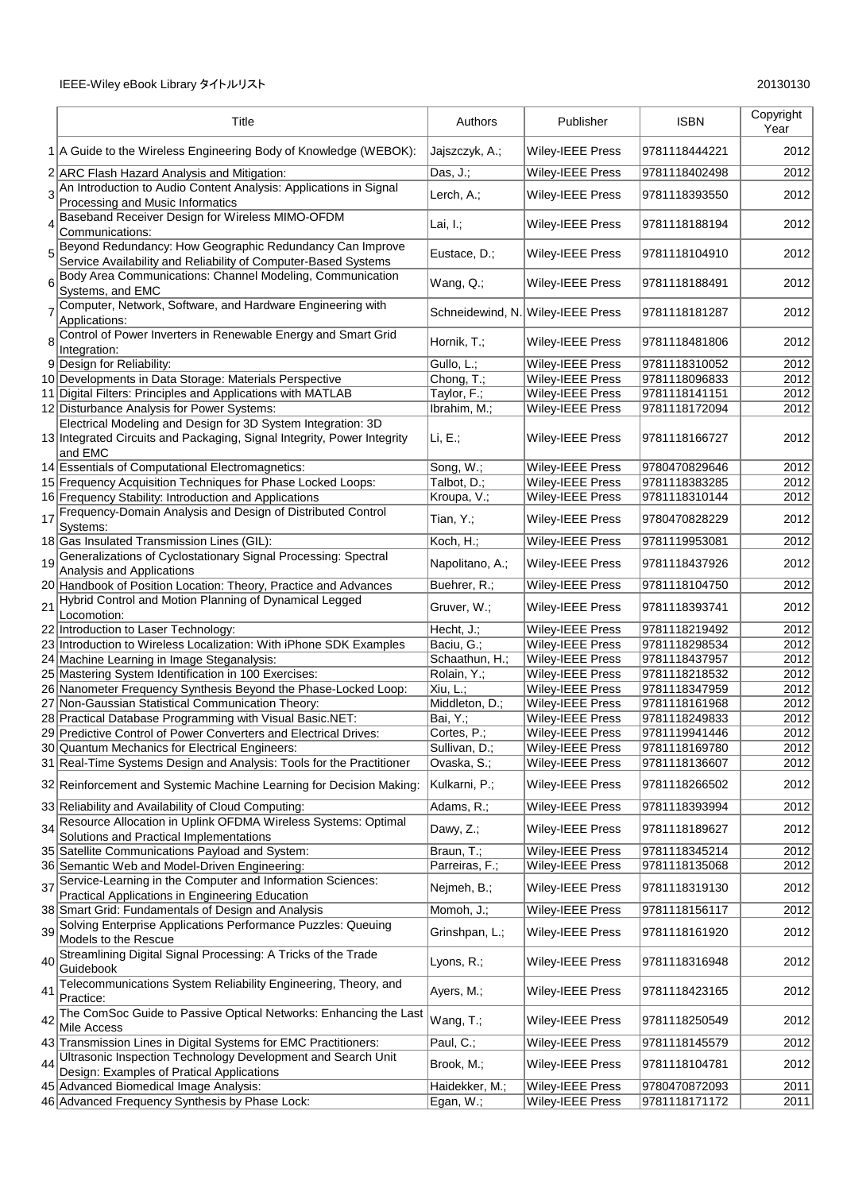IEEE-Wiley eBook Library タイトルリスト

20130130

| | Title | Authors | Publisher | ISBN | Copyright Year |
|---|---|---|---|---|---|
| 1 | A Guide to the Wireless Engineering Body of Knowledge (WEBOK): | Jajszczyk, A.; | Wiley-IEEE Press | 9781118444221 | 2012 |
| 2 | ARC Flash Hazard Analysis and Mitigation: | Das, J.; | Wiley-IEEE Press | 9781118402498 | 2012 |
| 3 | An Introduction to Audio Content Analysis: Applications in Signal Processing and Music Informatics | Lerch, A.; | Wiley-IEEE Press | 9781118393550 | 2012 |
| 4 | Baseband Receiver Design for Wireless MIMO-OFDM Communications: | Lai, I.; | Wiley-IEEE Press | 9781118188194 | 2012 |
| 5 | Beyond Redundancy: How Geographic Redundancy Can Improve Service Availability and Reliability of Computer-Based Systems | Eustace, D.; | Wiley-IEEE Press | 9781118104910 | 2012 |
| 6 | Body Area Communications: Channel Modeling, Communication Systems, and EMC | Wang, Q.; | Wiley-IEEE Press | 9781118188491 | 2012 |
| 7 | Computer, Network, Software, and Hardware Engineering with Applications: | Schneidewind, N. | Wiley-IEEE Press | 9781118181287 | 2012 |
| 8 | Control of Power Inverters in Renewable Energy and Smart Grid Integration: | Hornik, T.; | Wiley-IEEE Press | 9781118481806 | 2012 |
| 9 | Design for Reliability: | Gullo, L.; | Wiley-IEEE Press | 9781118310052 | 2012 |
| 10 | Developments in Data Storage: Materials Perspective | Chong, T.; | Wiley-IEEE Press | 9781118096833 | 2012 |
| 11 | Digital Filters: Principles and Applications with MATLAB | Taylor, F.; | Wiley-IEEE Press | 9781118141151 | 2012 |
| 12 | Disturbance Analysis for Power Systems: | Ibrahim, M.; | Wiley-IEEE Press | 9781118172094 | 2012 |
| 13 | Electrical Modeling and Design for 3D System Integration: 3D Integrated Circuits and Packaging, Signal Integrity, Power Integrity and EMC | Li, E.; | Wiley-IEEE Press | 9781118166727 | 2012 |
| 14 | Essentials of Computational Electromagnetics: | Song, W.; | Wiley-IEEE Press | 9780470829646 | 2012 |
| 15 | Frequency Acquisition Techniques for Phase Locked Loops: | Talbot, D.; | Wiley-IEEE Press | 9781118383285 | 2012 |
| 16 | Frequency Stability: Introduction and Applications | Kroupa, V.; | Wiley-IEEE Press | 9781118310144 | 2012 |
| 17 | Frequency-Domain Analysis and Design of Distributed Control Systems: | Tian, Y.; | Wiley-IEEE Press | 9780470828229 | 2012 |
| 18 | Gas Insulated Transmission Lines (GIL): | Koch, H.; | Wiley-IEEE Press | 9781119953081 | 2012 |
| 19 | Generalizations of Cyclostationary Signal Processing: Spectral Analysis and Applications | Napolitano, A.; | Wiley-IEEE Press | 9781118437926 | 2012 |
| 20 | Handbook of Position Location: Theory, Practice and Advances | Buehrer, R.; | Wiley-IEEE Press | 9781118104750 | 2012 |
| 21 | Hybrid Control and Motion Planning of Dynamical Legged Locomotion: | Gruver, W.; | Wiley-IEEE Press | 9781118393741 | 2012 |
| 22 | Introduction to Laser Technology: | Hecht, J.; | Wiley-IEEE Press | 9781118219492 | 2012 |
| 23 | Introduction to Wireless Localization: With iPhone SDK Examples | Baciu, G.; | Wiley-IEEE Press | 9781118298534 | 2012 |
| 24 | Machine Learning in Image Steganalysis: | Schaathun, H.; | Wiley-IEEE Press | 9781118437957 | 2012 |
| 25 | Mastering System Identification in 100 Exercises: | Rolain, Y.; | Wiley-IEEE Press | 9781118218532 | 2012 |
| 26 | Nanometer Frequency Synthesis Beyond the Phase-Locked Loop: | Xiu, L.; | Wiley-IEEE Press | 9781118347959 | 2012 |
| 27 | Non-Gaussian Statistical Communication Theory: | Middleton, D.; | Wiley-IEEE Press | 9781118161968 | 2012 |
| 28 | Practical Database Programming with Visual Basic.NET: | Bai, Y.; | Wiley-IEEE Press | 9781118249833 | 2012 |
| 29 | Predictive Control of Power Converters and Electrical Drives: | Cortes, P.; | Wiley-IEEE Press | 9781119941446 | 2012 |
| 30 | Quantum Mechanics for Electrical Engineers: | Sullivan, D.; | Wiley-IEEE Press | 9781118169780 | 2012 |
| 31 | Real-Time Systems Design and Analysis: Tools for the Practitioner | Ovaska, S.; | Wiley-IEEE Press | 9781118136607 | 2012 |
| 32 | Reinforcement and Systemic Machine Learning for Decision Making: | Kulkarni, P.; | Wiley-IEEE Press | 9781118266502 | 2012 |
| 33 | Reliability and Availability of Cloud Computing: | Adams, R.; | Wiley-IEEE Press | 9781118393994 | 2012 |
| 34 | Resource Allocation in Uplink OFDMA Wireless Systems: Optimal Solutions and Practical Implementations | Dawy, Z.; | Wiley-IEEE Press | 9781118189627 | 2012 |
| 35 | Satellite Communications Payload and System: | Braun, T.; | Wiley-IEEE Press | 9781118345214 | 2012 |
| 36 | Semantic Web and Model-Driven Engineering: | Parreiras, F.; | Wiley-IEEE Press | 9781118135068 | 2012 |
| 37 | Service-Learning in the Computer and Information Sciences: Practical Applications in Engineering Education | Nejmeh, B.; | Wiley-IEEE Press | 9781118319130 | 2012 |
| 38 | Smart Grid: Fundamentals of Design and Analysis | Momoh, J.; | Wiley-IEEE Press | 9781118156117 | 2012 |
| 39 | Solving Enterprise Applications Performance Puzzles: Queuing Models to the Rescue | Grinshpan, L.; | Wiley-IEEE Press | 9781118161920 | 2012 |
| 40 | Streamlining Digital Signal Processing: A Tricks of the Trade Guidebook | Lyons, R.; | Wiley-IEEE Press | 9781118316948 | 2012 |
| 41 | Telecommunications System Reliability Engineering, Theory, and Practice: | Ayers, M.; | Wiley-IEEE Press | 9781118423165 | 2012 |
| 42 | The ComSoc Guide to Passive Optical Networks: Enhancing the Last Mile Access | Wang, T.; | Wiley-IEEE Press | 9781118250549 | 2012 |
| 43 | Transmission Lines in Digital Systems for EMC Practitioners: | Paul, C.; | Wiley-IEEE Press | 9781118145579 | 2012 |
| 44 | Ultrasonic Inspection Technology Development and Search Unit Design: Examples of Pratical Applications | Brook, M.; | Wiley-IEEE Press | 9781118104781 | 2012 |
| 45 | Advanced Biomedical Image Analysis: | Haidekker, M.; | Wiley-IEEE Press | 9780470872093 | 2011 |
| 46 | Advanced Frequency Synthesis by Phase Lock: | Egan, W.; | Wiley-IEEE Press | 9781118171172 | 2011 |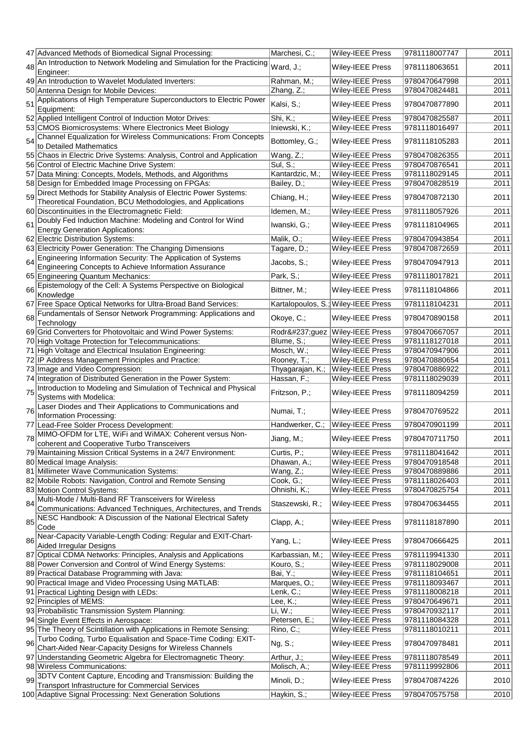| | | | | | |
|---|---|---|---|---|---|
| 47 | Advanced Methods of Biomedical Signal Processing: | Marchesi, C.; | Wiley-IEEE Press | 9781118007747 | 2011 |
| 48 | An Introduction to Network Modeling and Simulation for the Practicing Engineer: | Ward, J.; | Wiley-IEEE Press | 9781118063651 | 2011 |
| 49 | An Introduction to Wavelet Modulated Inverters: | Rahman, M.; | Wiley-IEEE Press | 9780470647998 | 2011 |
| 50 | Antenna Design for Mobile Devices: | Zhang, Z.; | Wiley-IEEE Press | 9780470824481 | 2011 |
| 51 | Applications of High Temperature Superconductors to Electric Power Equipment: | Kalsi, S.; | Wiley-IEEE Press | 9780470877890 | 2011 |
| 52 | Applied Intelligent Control of Induction Motor Drives: | Shi, K.; | Wiley-IEEE Press | 9780470825587 | 2011 |
| 53 | CMOS Biomicrosystems: Where Electronics Meet Biology | Iniewski, K.; | Wiley-IEEE Press | 9781118016497 | 2011 |
| 54 | Channel Equalization for Wireless Communications: From Concepts to Detailed Mathematics | Bottomley, G.; | Wiley-IEEE Press | 9781118105283 | 2011 |
| 55 | Chaos in Electric Drive Systems: Analysis, Control and Application | Wang, Z.; | Wiley-IEEE Press | 9780470826355 | 2011 |
| 56 | Control of Electric Machine Drive System: | Sul, S.; | Wiley-IEEE Press | 9780470876541 | 2011 |
| 57 | Data Mining: Concepts, Models, Methods, and Algorithms | Kantardzic, M.; | Wiley-IEEE Press | 9781118029145 | 2011 |
| 58 | Design for Embedded Image Processing on FPGAs: | Bailey, D.; | Wiley-IEEE Press | 9780470828519 | 2011 |
| 59 | Direct Methods for Stability Analysis of Electric Power Systems: Theoretical Foundation, BCU Methodologies, and Applications | Chiang, H.; | Wiley-IEEE Press | 9780470872130 | 2011 |
| 60 | Discontinuities in the Electromagnetic Field: | Idemen, M.; | Wiley-IEEE Press | 9781118057926 | 2011 |
| 61 | Doubly Fed Induction Machine: Modeling and Control for Wind Energy Generation Applications: | Iwanski, G.; | Wiley-IEEE Press | 9781118104965 | 2011 |
| 62 | Electric Distribution Systems: | Malik, O.; | Wiley-IEEE Press | 9780470943854 | 2011 |
| 63 | Electricity Power Generation: The Changing Dimensions | Tagare, D.; | Wiley-IEEE Press | 9780470872659 | 2011 |
| 64 | Engineering Information Security: The Application of Systems Engineering Concepts to Achieve Information Assurance | Jacobs, S.; | Wiley-IEEE Press | 9780470947913 | 2011 |
| 65 | Engineering Quantum Mechanics: | Park, S.; | Wiley-IEEE Press | 9781118017821 | 2011 |
| 66 | Epistemology of the Cell: A Systems Perspective on Biological Knowledge | Bittner, M.; | Wiley-IEEE Press | 9781118104866 | 2011 |
| 67 | Free Space Optical Networks for Ultra-Broad Band Services: | Kartalopoulos, S.; | Wiley-IEEE Press | 9781118104231 | 2011 |
| 68 | Fundamentals of Sensor Network Programming: Applications and Technology | Okoye, C.; | Wiley-IEEE Press | 9780470890158 | 2011 |
| 69 | Grid Converters for Photovoltaic and Wind Power Systems: | Rodr&#237;guez | Wiley-IEEE Press | 9780470667057 | 2011 |
| 70 | High Voltage Protection for Telecommunications: | Blume, S.; | Wiley-IEEE Press | 9781118127018 | 2011 |
| 71 | High Voltage and Electrical Insulation Engineering: | Mosch, W.; | Wiley-IEEE Press | 9780470947906 | 2011 |
| 72 | IP Address Management Principles and Practice: | Rooney, T.; | Wiley-IEEE Press | 9780470880654 | 2011 |
| 73 | Image and Video Compression: | Thyagarajan, K.; | Wiley-IEEE Press | 9780470886922 | 2011 |
| 74 | Integration of Distributed Generation in the Power System: | Hassan, F.; | Wiley-IEEE Press | 9781118029039 | 2011 |
| 75 | Introduction to Modeling and Simulation of Technical and Physical Systems with Modelica: | Fritzson, P.; | Wiley-IEEE Press | 9781118094259 | 2011 |
| 76 | Laser Diodes and Their Applications to Communications and Information Processing: | Numai, T.; | Wiley-IEEE Press | 9780470769522 | 2011 |
| 77 | Lead-Free Solder Process Development: | Handwerker, C.; | Wiley-IEEE Press | 9780470901199 | 2011 |
| 78 | MIMO-OFDM for LTE, WiFi and WiMAX: Coherent versus Non-coherent and Cooperative Turbo Transceivers | Jiang, M.; | Wiley-IEEE Press | 9780470711750 | 2011 |
| 79 | Maintaining Mission Critical Systems in a 24/7 Environment: | Curtis, P.; | Wiley-IEEE Press | 9781118041642 | 2011 |
| 80 | Medical Image Analysis: | Dhawan, A.; | Wiley-IEEE Press | 9780470918548 | 2011 |
| 81 | Millimeter Wave Communication Systems: | Wang, Z.; | Wiley-IEEE Press | 9780470889886 | 2011 |
| 82 | Mobile Robots: Navigation, Control and Remote Sensing | Cook, G.; | Wiley-IEEE Press | 9781118026403 | 2011 |
| 83 | Motion Control Systems: | Ohnishi, K.; | Wiley-IEEE Press | 9780470825754 | 2011 |
| 84 | Multi-Mode / Multi-Band RF Transceivers for Wireless Communications: Advanced Techniques, Architectures, and Trends | Staszewski, R.; | Wiley-IEEE Press | 9780470634455 | 2011 |
| 85 | NESC Handbook: A Discussion of the National Electrical Safety Code | Clapp, A.; | Wiley-IEEE Press | 9781118187890 | 2011 |
| 86 | Near-Capacity Variable-Length Coding: Regular and EXIT-Chart-Aided Irregular Designs | Yang, L.; | Wiley-IEEE Press | 9780470666425 | 2011 |
| 87 | Optical CDMA Networks: Principles, Analysis and Applications | Karbassian, M.; | Wiley-IEEE Press | 9781119941330 | 2011 |
| 88 | Power Conversion and Control of Wind Energy Systems: | Kouro, S.; | Wiley-IEEE Press | 9781118029008 | 2011 |
| 89 | Practical Database Programming with Java: | Bai, Y.; | Wiley-IEEE Press | 9781118104651 | 2011 |
| 90 | Practical Image and Video Processing Using MATLAB: | Marques, O.; | Wiley-IEEE Press | 9781118093467 | 2011 |
| 91 | Practical Lighting Design with LEDs: | Lenk, C.; | Wiley-IEEE Press | 9781118008218 | 2011 |
| 92 | Principles of MEMS: | Lee, K.; | Wiley-IEEE Press | 9780470649671 | 2011 |
| 93 | Probabilistic Transmission System Planning: | Li, W.; | Wiley-IEEE Press | 9780470932117 | 2011 |
| 94 | Single Event Effects in Aerospace: | Petersen, E.; | Wiley-IEEE Press | 9781118084328 | 2011 |
| 95 | The Theory of Scintillation with Applications in Remote Sensing: | Rino, C.; | Wiley-IEEE Press | 9781118010211 | 2011 |
| 96 | Turbo Coding, Turbo Equalisation and Space-Time Coding: EXIT-Chart-Aided Near-Capacity Designs for Wireless Channels | Ng, S.; | Wiley-IEEE Press | 9780470978481 | 2011 |
| 97 | Understanding Geometric Algebra for Electromagnetic Theory: | Arthur, J.; | Wiley-IEEE Press | 9781118078549 | 2011 |
| 98 | Wireless Communications: | Molisch, A.; | Wiley-IEEE Press | 9781119992806 | 2011 |
| 99 | 3DTV Content Capture, Encoding and Transmission: Building the Transport Infrastructure for Commercial Services | Minoli, D.; | Wiley-IEEE Press | 9780470874226 | 2010 |
| 100 | Adaptive Signal Processing: Next Generation Solutions | Haykin, S.; | Wiley-IEEE Press | 9780470575758 | 2010 |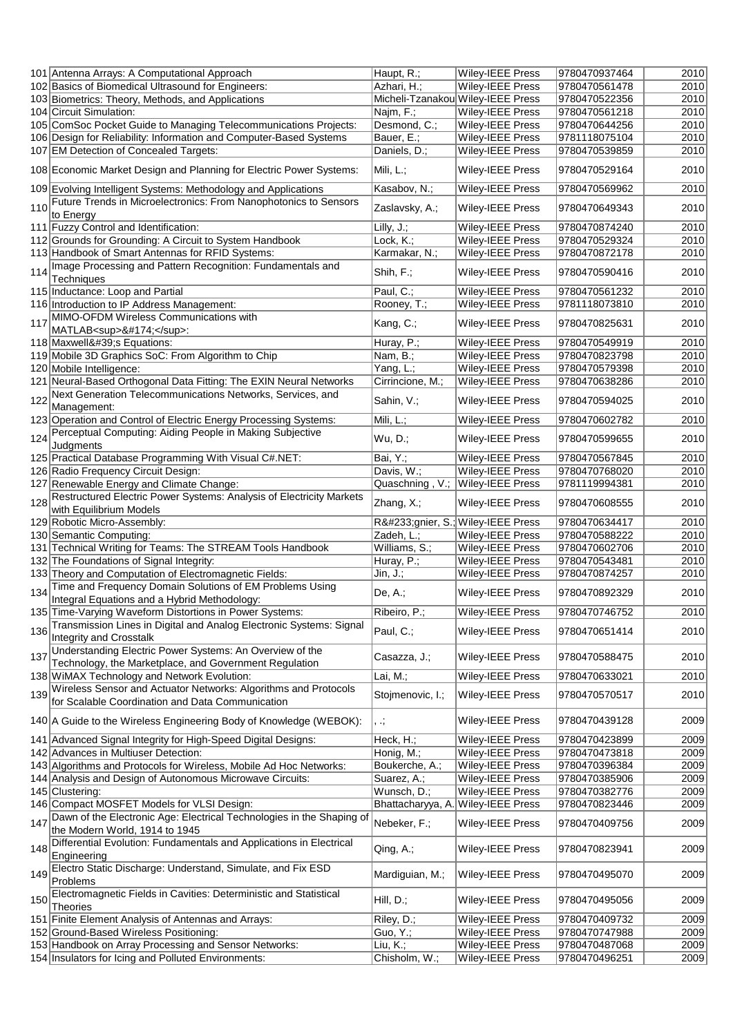| | | | | | |
|---|---|---|---|---|---|
| 101 | Antenna Arrays: A Computational Approach | Haupt, R.; | Wiley-IEEE Press | 9780470937464 | 2010 |
| 102 | Basics of Biomedical Ultrasound for Engineers: | Azhari, H.; | Wiley-IEEE Press | 9780470561478 | 2010 |
| 103 | Biometrics: Theory, Methods, and Applications | Micheli-Tzanakou | Wiley-IEEE Press | 9780470522356 | 2010 |
| 104 | Circuit Simulation: | Najm, F.; | Wiley-IEEE Press | 9780470561218 | 2010 |
| 105 | ComSoc Pocket Guide to Managing Telecommunications Projects: | Desmond, C.; | Wiley-IEEE Press | 9780470644256 | 2010 |
| 106 | Design for Reliability: Information and Computer-Based Systems | Bauer, E.; | Wiley-IEEE Press | 9781118075104 | 2010 |
| 107 | EM Detection of Concealed Targets: | Daniels, D.; | Wiley-IEEE Press | 9780470539859 | 2010 |
| 108 | Economic Market Design and Planning for Electric Power Systems: | Mili, L.; | Wiley-IEEE Press | 9780470529164 | 2010 |
| 109 | Evolving Intelligent Systems: Methodology and Applications | Kasabov, N.; | Wiley-IEEE Press | 9780470569962 | 2010 |
| 110 | Future Trends in Microelectronics: From Nanophotonics to Sensors to Energy | Zaslavsky, A.; | Wiley-IEEE Press | 9780470649343 | 2010 |
| 111 | Fuzzy Control and Identification: | Lilly, J.; | Wiley-IEEE Press | 9780470874240 | 2010 |
| 112 | Grounds for Grounding: A Circuit to System Handbook | Lock, K.; | Wiley-IEEE Press | 9780470529324 | 2010 |
| 113 | Handbook of Smart Antennas for RFID Systems: | Karmakar, N.; | Wiley-IEEE Press | 9780470872178 | 2010 |
| 114 | Image Processing and Pattern Recognition: Fundamentals and Techniques | Shih, F.; | Wiley-IEEE Press | 9780470590416 | 2010 |
| 115 | Inductance: Loop and Partial | Paul, C.; | Wiley-IEEE Press | 9780470561232 | 2010 |
| 116 | Introduction to IP Address Management: | Rooney, T.; | Wiley-IEEE Press | 9781118073810 | 2010 |
| 117 | MIMO-OFDM Wireless Communications with MATLAB&lt;sup&gt;&amp;#174;&lt;/sup&gt;: | Kang, C.; | Wiley-IEEE Press | 9780470825631 | 2010 |
| 118 | Maxwell&amp;#39;s Equations: | Huray, P.; | Wiley-IEEE Press | 9780470549919 | 2010 |
| 119 | Mobile 3D Graphics SoC: From Algorithm to Chip | Nam, B.; | Wiley-IEEE Press | 9780470823798 | 2010 |
| 120 | Mobile Intelligence: | Yang, L.; | Wiley-IEEE Press | 9780470579398 | 2010 |
| 121 | Neural-Based Orthogonal Data Fitting: The EXIN Neural Networks | Cirrincione, M.; | Wiley-IEEE Press | 9780470638286 | 2010 |
| 122 | Next Generation Telecommunications Networks, Services, and Management: | Sahin, V.; | Wiley-IEEE Press | 9780470594025 | 2010 |
| 123 | Operation and Control of Electric Energy Processing Systems: | Mili, L.; | Wiley-IEEE Press | 9780470602782 | 2010 |
| 124 | Perceptual Computing: Aiding People in Making Subjective Judgments | Wu, D.; | Wiley-IEEE Press | 9780470599655 | 2010 |
| 125 | Practical Database Programming With Visual C#.NET: | Bai, Y.; | Wiley-IEEE Press | 9780470567845 | 2010 |
| 126 | Radio Frequency Circuit Design: | Davis, W.; | Wiley-IEEE Press | 9780470768020 | 2010 |
| 127 | Renewable Energy and Climate Change: | Quaschning , V.; | Wiley-IEEE Press | 9781119994381 | 2010 |
| 128 | Restructured Electric Power Systems: Analysis of Electricity Markets with Equilibrium Models | Zhang, X.; | Wiley-IEEE Press | 9780470608555 | 2010 |
| 129 | Robotic Micro-Assembly: | R&amp;#233;gnier, S.; | Wiley-IEEE Press | 9780470634417 | 2010 |
| 130 | Semantic Computing: | Zadeh, L.; | Wiley-IEEE Press | 9780470588222 | 2010 |
| 131 | Technical Writing for Teams: The STREAM Tools Handbook | Williams, S.; | Wiley-IEEE Press | 9780470602706 | 2010 |
| 132 | The Foundations of Signal Integrity: | Huray, P.; | Wiley-IEEE Press | 9780470543481 | 2010 |
| 133 | Theory and Computation of Electromagnetic Fields: | Jin, J.; | Wiley-IEEE Press | 9780470874257 | 2010 |
| 134 | Time and Frequency Domain Solutions of EM Problems Using Integral Equations and a Hybrid Methodology: | De, A.; | Wiley-IEEE Press | 9780470892329 | 2010 |
| 135 | Time-Varying Waveform Distortions in Power Systems: | Ribeiro, P.; | Wiley-IEEE Press | 9780470746752 | 2010 |
| 136 | Transmission Lines in Digital and Analog Electronic Systems: Signal Integrity and Crosstalk | Paul, C.; | Wiley-IEEE Press | 9780470651414 | 2010 |
| 137 | Understanding Electric Power Systems: An Overview of the Technology, the Marketplace, and Government Regulation | Casazza, J.; | Wiley-IEEE Press | 9780470588475 | 2010 |
| 138 | WiMAX Technology and Network Evolution: | Lai, M.; | Wiley-IEEE Press | 9780470633021 | 2010 |
| 139 | Wireless Sensor and Actuator Networks: Algorithms and Protocols for Scalable Coordination and Data Communication | Stojmenovic, I.; | Wiley-IEEE Press | 9780470570517 | 2010 |
| 140 | A Guide to the Wireless Engineering Body of Knowledge (WEBOK): | , .; | Wiley-IEEE Press | 9780470439128 | 2009 |
| 141 | Advanced Signal Integrity for High-Speed Digital Designs: | Heck, H.; | Wiley-IEEE Press | 9780470423899 | 2009 |
| 142 | Advances in Multiuser Detection: | Honig, M.; | Wiley-IEEE Press | 9780470473818 | 2009 |
| 143 | Algorithms and Protocols for Wireless, Mobile Ad Hoc Networks: | Boukerche, A.; | Wiley-IEEE Press | 9780470396384 | 2009 |
| 144 | Analysis and Design of Autonomous Microwave Circuits: | Suarez, A.; | Wiley-IEEE Press | 9780470385906 | 2009 |
| 145 | Clustering: | Wunsch, D.; | Wiley-IEEE Press | 9780470382776 | 2009 |
| 146 | Compact MOSFET Models for VLSI Design: | Bhattacharyya, A. | Wiley-IEEE Press | 9780470823446 | 2009 |
| 147 | Dawn of the Electronic Age: Electrical Technologies in the Shaping of the Modern World, 1914 to 1945 | Nebeker, F.; | Wiley-IEEE Press | 9780470409756 | 2009 |
| 148 | Differential Evolution: Fundamentals and Applications in Electrical Engineering | Qing, A.; | Wiley-IEEE Press | 9780470823941 | 2009 |
| 149 | Electro Static Discharge: Understand, Simulate, and Fix ESD Problems | Mardiguian, M.; | Wiley-IEEE Press | 9780470495070 | 2009 |
| 150 | Electromagnetic Fields in Cavities: Deterministic and Statistical Theories | Hill, D.; | Wiley-IEEE Press | 9780470495056 | 2009 |
| 151 | Finite Element Analysis of Antennas and Arrays: | Riley, D.; | Wiley-IEEE Press | 9780470409732 | 2009 |
| 152 | Ground-Based Wireless Positioning: | Guo, Y.; | Wiley-IEEE Press | 9780470747988 | 2009 |
| 153 | Handbook on Array Processing and Sensor Networks: | Liu, K.; | Wiley-IEEE Press | 9780470487068 | 2009 |
| 154 | Insulators for Icing and Polluted Environments: | Chisholm, W.; | Wiley-IEEE Press | 9780470496251 | 2009 |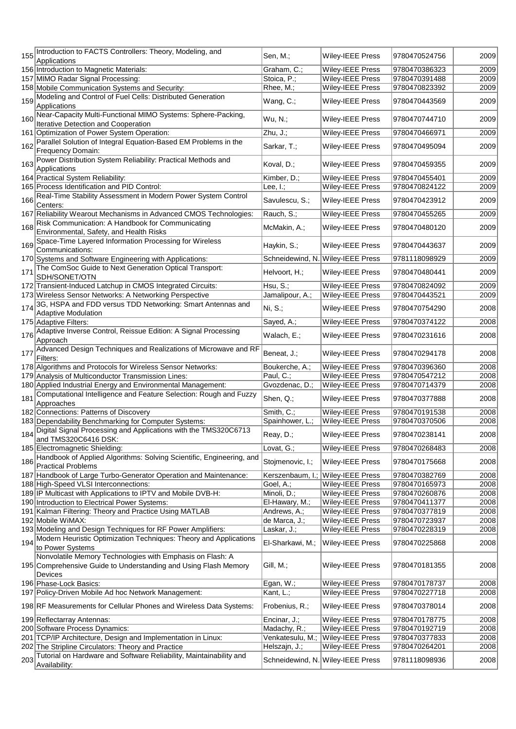| | | | | | |
|---|---|---|---|---|---|
| 155 | Introduction to FACTS Controllers: Theory, Modeling, and Applications | Sen, M.; | Wiley-IEEE Press | 9780470524756 | 2009 |
| 156 | Introduction to Magnetic Materials: | Graham, C.; | Wiley-IEEE Press | 9780470386323 | 2009 |
| 157 | MIMO Radar Signal Processing: | Stoica, P.; | Wiley-IEEE Press | 9780470391488 | 2009 |
| 158 | Mobile Communication Systems and Security: | Rhee, M.; | Wiley-IEEE Press | 9780470823392 | 2009 |
| 159 | Modeling and Control of Fuel Cells: Distributed Generation Applications | Wang, C.; | Wiley-IEEE Press | 9780470443569 | 2009 |
| 160 | Near-Capacity Multi-Functional MIMO Systems: Sphere-Packing, Iterative Detection and Cooperation | Wu, N.; | Wiley-IEEE Press | 9780470744710 | 2009 |
| 161 | Optimization of Power System Operation: | Zhu, J.; | Wiley-IEEE Press | 9780470466971 | 2009 |
| 162 | Parallel Solution of Integral Equation-Based EM Problems in the Frequency Domain: | Sarkar, T.; | Wiley-IEEE Press | 9780470495094 | 2009 |
| 163 | Power Distribution System Reliability: Practical Methods and Applications | Koval, D.; | Wiley-IEEE Press | 9780470459355 | 2009 |
| 164 | Practical System Reliability: | Kimber, D.; | Wiley-IEEE Press | 9780470455401 | 2009 |
| 165 | Process Identification and PID Control: | Lee, I.; | Wiley-IEEE Press | 9780470824122 | 2009 |
| 166 | Real-Time Stability Assessment in Modern Power System Control Centers: | Savulescu, S.; | Wiley-IEEE Press | 9780470423912 | 2009 |
| 167 | Reliability Wearout Mechanisms in Advanced CMOS Technologies: | Rauch, S.; | Wiley-IEEE Press | 9780470455265 | 2009 |
| 168 | Risk Communication: A Handbook for Communicating Environmental, Safety, and Health Risks | McMakin, A.; | Wiley-IEEE Press | 9780470480120 | 2009 |
| 169 | Space-Time Layered Information Processing for Wireless Communications: | Haykin, S.; | Wiley-IEEE Press | 9780470443637 | 2009 |
| 170 | Systems and Software Engineering with Applications: | Schneidewind, N. | Wiley-IEEE Press | 9781118098929 | 2009 |
| 171 | The ComSoc Guide to Next Generation Optical Transport: SDH/SONET/OTN | Helvoort, H.; | Wiley-IEEE Press | 9780470480441 | 2009 |
| 172 | Transient-Induced Latchup in CMOS Integrated Circuits: | Hsu, S.; | Wiley-IEEE Press | 9780470824092 | 2009 |
| 173 | Wireless Sensor Networks: A Networking Perspective | Jamalipour, A.; | Wiley-IEEE Press | 9780470443521 | 2009 |
| 174 | 3G, HSPA and FDD versus TDD Networking: Smart Antennas and Adaptive Modulation | Ni, S.; | Wiley-IEEE Press | 9780470754290 | 2008 |
| 175 | Adaptive Filters: | Sayed, A.; | Wiley-IEEE Press | 9780470374122 | 2008 |
| 176 | Adaptive Inverse Control, Reissue Edition: A Signal Processing Approach | Walach, E.; | Wiley-IEEE Press | 9780470231616 | 2008 |
| 177 | Advanced Design Techniques and Realizations of Microwave and RF Filters: | Beneat, J.; | Wiley-IEEE Press | 9780470294178 | 2008 |
| 178 | Algorithms and Protocols for Wireless Sensor Networks: | Boukerche, A.; | Wiley-IEEE Press | 9780470396360 | 2008 |
| 179 | Analysis of Multiconductor Transmission Lines: | Paul, C.; | Wiley-IEEE Press | 9780470547212 | 2008 |
| 180 | Applied Industrial Energy and Environmental Management: | Gvozdenac, D.; | Wiley-IEEE Press | 9780470714379 | 2008 |
| 181 | Computational Intelligence and Feature Selection: Rough and Fuzzy Approaches | Shen, Q.; | Wiley-IEEE Press | 9780470377888 | 2008 |
| 182 | Connections: Patterns of Discovery | Smith, C.; | Wiley-IEEE Press | 9780470191538 | 2008 |
| 183 | Dependability Benchmarking for Computer Systems: | Spainhower, L.; | Wiley-IEEE Press | 9780470370506 | 2008 |
| 184 | Digital Signal Processing and Applications with the TMS320C6713 and TMS320C6416 DSK: | Reay, D.; | Wiley-IEEE Press | 9780470238141 | 2008 |
| 185 | Electromagnetic Shielding: | Lovat, G.; | Wiley-IEEE Press | 9780470268483 | 2008 |
| 186 | Handbook of Applied Algorithms: Solving Scientific, Engineering, and Practical Problems | Stojmenovic, I.; | Wiley-IEEE Press | 9780470175668 | 2008 |
| 187 | Handbook of Large Turbo-Generator Operation and Maintenance: | Kerszenbaum, I.; | Wiley-IEEE Press | 9780470382769 | 2008 |
| 188 | High-Speed VLSI Interconnections: | Goel, A.; | Wiley-IEEE Press | 9780470165973 | 2008 |
| 189 | IP Multicast with Applications to IPTV and Mobile DVB-H: | Minoli, D.; | Wiley-IEEE Press | 9780470260876 | 2008 |
| 190 | Introduction to Electrical Power Systems: | El-Hawary, M.; | Wiley-IEEE Press | 9780470411377 | 2008 |
| 191 | Kalman Filtering: Theory and Practice Using MATLAB | Andrews, A.; | Wiley-IEEE Press | 9780470377819 | 2008 |
| 192 | Mobile WiMAX: | de Marca, J.; | Wiley-IEEE Press | 9780470723937 | 2008 |
| 193 | Modeling and Design Techniques for RF Power Amplifiers: | Laskar, J.; | Wiley-IEEE Press | 9780470228319 | 2008 |
| 194 | Modern Heuristic Optimization Techniques: Theory and Applications to Power Systems | El-Sharkawi, M.; | Wiley-IEEE Press | 9780470225868 | 2008 |
| 195 | Nonvolatile Memory Technologies with Emphasis on Flash: A Comprehensive Guide to Understanding and Using Flash Memory Devices | Gill, M.; | Wiley-IEEE Press | 9780470181355 | 2008 |
| 196 | Phase-Lock Basics: | Egan, W.; | Wiley-IEEE Press | 9780470178737 | 2008 |
| 197 | Policy-Driven Mobile Ad hoc Network Management: | Kant, L.; | Wiley-IEEE Press | 9780470227718 | 2008 |
| 198 | RF Measurements for Cellular Phones and Wireless Data Systems: | Frobenius, R.; | Wiley-IEEE Press | 9780470378014 | 2008 |
| 199 | Reflectarray Antennas: | Encinar, J.; | Wiley-IEEE Press | 9780470178775 | 2008 |
| 200 | Software Process Dynamics: | Madachy, R.; | Wiley-IEEE Press | 9780470192719 | 2008 |
| 201 | TCP/IP Architecture, Design and Implementation in Linux: | Venkatesulu, M.; | Wiley-IEEE Press | 9780470377833 | 2008 |
| 202 | The Stripline Circulators: Theory and Practice | Helszajn, J.; | Wiley-IEEE Press | 9780470264201 | 2008 |
| 203 | Tutorial on Hardware and Software Reliability, Maintainability and Availability: | Schneidewind, N. | Wiley-IEEE Press | 9781118098936 | 2008 |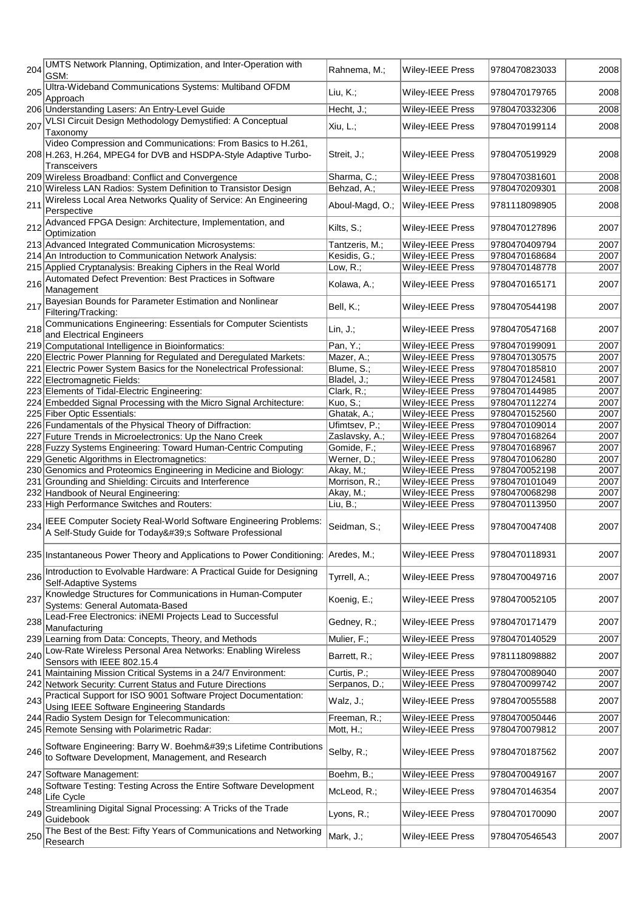| 204 | UMTS Network Planning, Optimization, and Inter-Operation with GSM: | Rahnema, M.; | Wiley-IEEE Press | 9780470823033 | 2008 |
|---|---|---|---|---|---|
| 205 | Ultra-Wideband Communications Systems: Multiband OFDM Approach | Liu, K.; | Wiley-IEEE Press | 9780470179765 | 2008 |
| 206 | Understanding Lasers: An Entry-Level Guide | Hecht, J.; | Wiley-IEEE Press | 9780470332306 | 2008 |
| 207 | VLSI Circuit Design Methodology Demystified: A Conceptual Taxonomy | Xiu, L.; | Wiley-IEEE Press | 9780470199114 | 2008 |
| 208 | Video Compression and Communications: From Basics to H.261, H.263, H.264, MPEG4 for DVB and HSDPA-Style Adaptive Turbo-Transceivers | Streit, J.; | Wiley-IEEE Press | 9780470519929 | 2008 |
| 209 | Wireless Broadband: Conflict and Convergence | Sharma, C.; | Wiley-IEEE Press | 9780470381601 | 2008 |
| 210 | Wireless LAN Radios: System Definition to Transistor Design | Behzad, A.; | Wiley-IEEE Press | 9780470209301 | 2008 |
| 211 | Wireless Local Area Networks Quality of Service: An Engineering Perspective | Aboul-Magd, O.; | Wiley-IEEE Press | 9781118098905 | 2008 |
| 212 | Advanced FPGA Design: Architecture, Implementation, and Optimization | Kilts, S.; | Wiley-IEEE Press | 9780470127896 | 2007 |
| 213 | Advanced Integrated Communication Microsystems: | Tantzeris, M.; | Wiley-IEEE Press | 9780470409794 | 2007 |
| 214 | An Introduction to Communication Network Analysis: | Kesidis, G.; | Wiley-IEEE Press | 9780470168684 | 2007 |
| 215 | Applied Cryptanalysis: Breaking Ciphers in the Real World | Low, R.; | Wiley-IEEE Press | 9780470148778 | 2007 |
| 216 | Automated Defect Prevention: Best Practices in Software Management | Kolawa, A.; | Wiley-IEEE Press | 9780470165171 | 2007 |
| 217 | Bayesian Bounds for Parameter Estimation and Nonlinear Filtering/Tracking: | Bell, K.; | Wiley-IEEE Press | 9780470544198 | 2007 |
| 218 | Communications Engineering: Essentials for Computer Scientists and Electrical Engineers | Lin, J.; | Wiley-IEEE Press | 9780470547168 | 2007 |
| 219 | Computational Intelligence in Bioinformatics: | Pan, Y.; | Wiley-IEEE Press | 9780470199091 | 2007 |
| 220 | Electric Power Planning for Regulated and Deregulated Markets: | Mazer, A.; | Wiley-IEEE Press | 9780470130575 | 2007 |
| 221 | Electric Power System Basics for the Nonelectrical Professional: | Blume, S.; | Wiley-IEEE Press | 9780470185810 | 2007 |
| 222 | Electromagnetic Fields: | Bladel, J.; | Wiley-IEEE Press | 9780470124581 | 2007 |
| 223 | Elements of Tidal-Electric Engineering: | Clark, R.; | Wiley-IEEE Press | 9780470144985 | 2007 |
| 224 | Embedded Signal Processing with the Micro Signal Architecture: | Kuo, S.; | Wiley-IEEE Press | 9780470112274 | 2007 |
| 225 | Fiber Optic Essentials: | Ghatak, A.; | Wiley-IEEE Press | 9780470152560 | 2007 |
| 226 | Fundamentals of the Physical Theory of Diffraction: | Ufimtsev, P.; | Wiley-IEEE Press | 9780470109014 | 2007 |
| 227 | Future Trends in Microelectronics: Up the Nano Creek | Zaslavsky, A.; | Wiley-IEEE Press | 9780470168264 | 2007 |
| 228 | Fuzzy Systems Engineering: Toward Human-Centric Computing | Gomide, F.; | Wiley-IEEE Press | 9780470168967 | 2007 |
| 229 | Genetic Algorithms in Electromagnetics: | Werner, D.; | Wiley-IEEE Press | 9780470106280 | 2007 |
| 230 | Genomics and Proteomics Engineering in Medicine and Biology: | Akay, M.; | Wiley-IEEE Press | 9780470052198 | 2007 |
| 231 | Grounding and Shielding: Circuits and Interference | Morrison, R.; | Wiley-IEEE Press | 9780470101049 | 2007 |
| 232 | Handbook of Neural Engineering: | Akay, M.; | Wiley-IEEE Press | 9780470068298 | 2007 |
| 233 | High Performance Switches and Routers: | Liu, B.; | Wiley-IEEE Press | 9780470113950 | 2007 |
| 234 | IEEE Computer Society Real-World Software Engineering Problems: A Self-Study Guide for Today&#39;s Software Professional | Seidman, S.; | Wiley-IEEE Press | 9780470047408 | 2007 |
| 235 | Instantaneous Power Theory and Applications to Power Conditioning: | Aredes, M.; | Wiley-IEEE Press | 9780470118931 | 2007 |
| 236 | Introduction to Evolvable Hardware: A Practical Guide for Designing Self-Adaptive Systems | Tyrrell, A.; | Wiley-IEEE Press | 9780470049716 | 2007 |
| 237 | Knowledge Structures for Communications in Human-Computer Systems: General Automata-Based | Koenig, E.; | Wiley-IEEE Press | 9780470052105 | 2007 |
| 238 | Lead-Free Electronics: iNEMI Projects Lead to Successful Manufacturing | Gedney, R.; | Wiley-IEEE Press | 9780470171479 | 2007 |
| 239 | Learning from Data: Concepts, Theory, and Methods | Mulier, F.; | Wiley-IEEE Press | 9780470140529 | 2007 |
| 240 | Low-Rate Wireless Personal Area Networks: Enabling Wireless Sensors with IEEE 802.15.4 | Barrett, R.; | Wiley-IEEE Press | 9781118098882 | 2007 |
| 241 | Maintaining Mission Critical Systems in a 24/7 Environment: | Curtis, P.; | Wiley-IEEE Press | 9780470089040 | 2007 |
| 242 | Network Security: Current Status and Future Directions | Serpanos, D.; | Wiley-IEEE Press | 9780470099742 | 2007 |
| 243 | Practical Support for ISO 9001 Software Project Documentation: Using IEEE Software Engineering Standards | Walz, J.; | Wiley-IEEE Press | 9780470055588 | 2007 |
| 244 | Radio System Design for Telecommunication: | Freeman, R.; | Wiley-IEEE Press | 9780470050446 | 2007 |
| 245 | Remote Sensing with Polarimetric Radar: | Mott, H.; | Wiley-IEEE Press | 9780470079812 | 2007 |
| 246 | Software Engineering: Barry W. Boehm&#39;s Lifetime Contributions to Software Development, Management, and Research | Selby, R.; | Wiley-IEEE Press | 9780470187562 | 2007 |
| 247 | Software Management: | Boehm, B.; | Wiley-IEEE Press | 9780470049167 | 2007 |
| 248 | Software Testing: Testing Across the Entire Software Development Life Cycle | McLeod, R.; | Wiley-IEEE Press | 9780470146354 | 2007 |
| 249 | Streamlining Digital Signal Processing: A Tricks of the Trade Guidebook | Lyons, R.; | Wiley-IEEE Press | 9780470170090 | 2007 |
| 250 | The Best of the Best: Fifty Years of Communications and Networking Research | Mark, J.; | Wiley-IEEE Press | 9780470546543 | 2007 |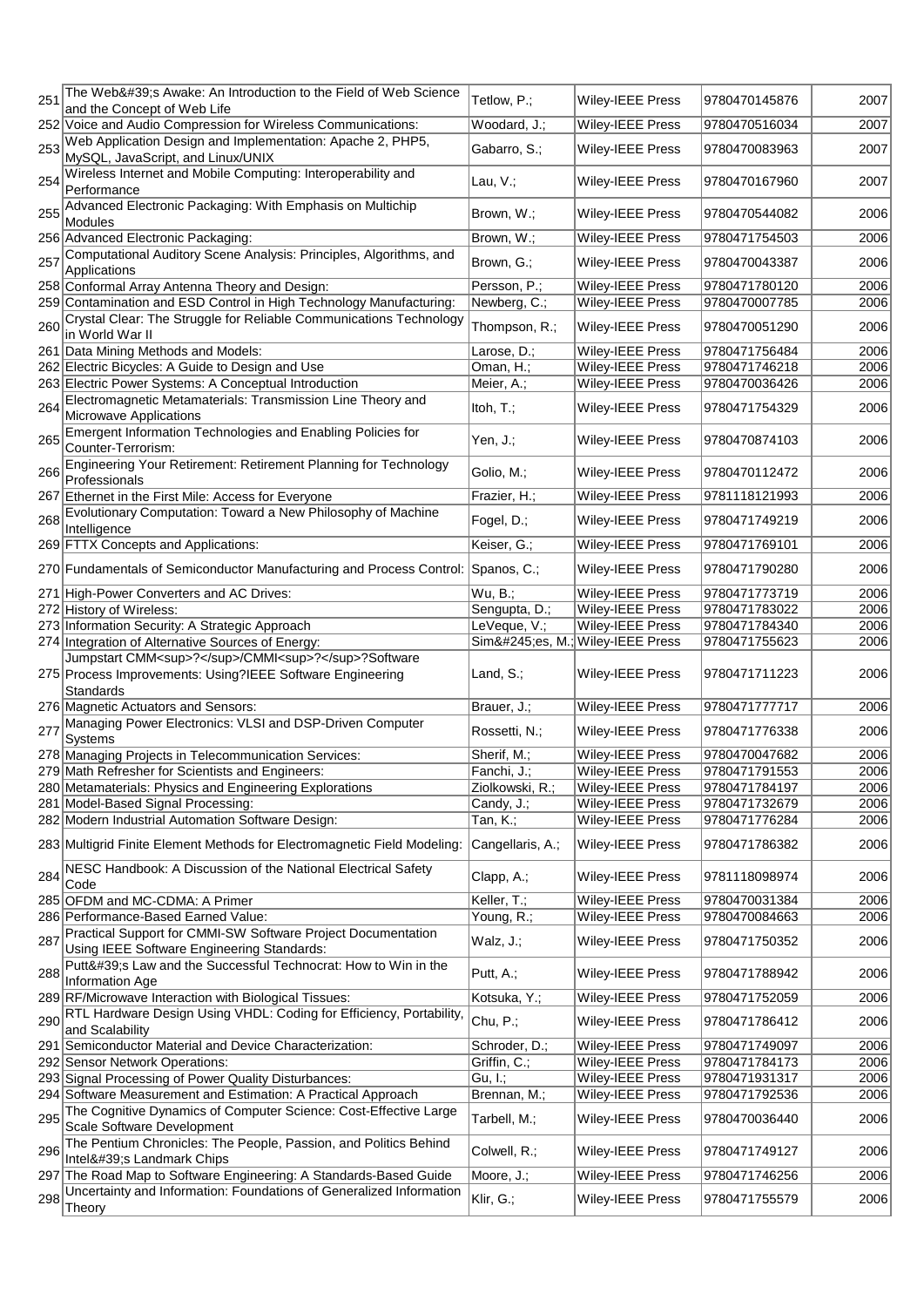| | | | | | |
|---|---|---|---|---|---|
| 251 | The Web&#39;s Awake: An Introduction to the Field of Web Science and the Concept of Web Life | Tetlow, P.; | Wiley-IEEE Press | 9780470145876 | 2007 |
| 252 | Voice and Audio Compression for Wireless Communications: | Woodard, J.; | Wiley-IEEE Press | 9780470516034 | 2007 |
| 253 | Web Application Design and Implementation: Apache 2, PHP5, MySQL, JavaScript, and Linux/UNIX | Gabarro, S.; | Wiley-IEEE Press | 9780470083963 | 2007 |
| 254 | Wireless Internet and Mobile Computing: Interoperability and Performance | Lau, V.; | Wiley-IEEE Press | 9780470167960 | 2007 |
| 255 | Advanced Electronic Packaging: With Emphasis on Multichip Modules | Brown, W.; | Wiley-IEEE Press | 9780470544082 | 2006 |
| 256 | Advanced Electronic Packaging: | Brown, W.; | Wiley-IEEE Press | 9780471754503 | 2006 |
| 257 | Computational Auditory Scene Analysis: Principles, Algorithms, and Applications | Brown, G.; | Wiley-IEEE Press | 9780470043387 | 2006 |
| 258 | Conformal Array Antenna Theory and Design: | Persson, P.; | Wiley-IEEE Press | 9780471780120 | 2006 |
| 259 | Contamination and ESD Control in High Technology Manufacturing: | Newberg, C.; | Wiley-IEEE Press | 9780470007785 | 2006 |
| 260 | Crystal Clear: The Struggle for Reliable Communications Technology in World War II | Thompson, R.; | Wiley-IEEE Press | 9780470051290 | 2006 |
| 261 | Data Mining Methods and Models: | Larose, D.; | Wiley-IEEE Press | 9780471756484 | 2006 |
| 262 | Electric Bicycles: A Guide to Design and Use | Oman, H.; | Wiley-IEEE Press | 9780471746218 | 2006 |
| 263 | Electric Power Systems: A Conceptual Introduction | Meier, A.; | Wiley-IEEE Press | 9780470036426 | 2006 |
| 264 | Electromagnetic Metamaterials: Transmission Line Theory and Microwave Applications | Itoh, T.; | Wiley-IEEE Press | 9780471754329 | 2006 |
| 265 | Emergent Information Technologies and Enabling Policies for Counter-Terrorism: | Yen, J.; | Wiley-IEEE Press | 9780470874103 | 2006 |
| 266 | Engineering Your Retirement: Retirement Planning for Technology Professionals | Golio, M.; | Wiley-IEEE Press | 9780470112472 | 2006 |
| 267 | Ethernet in the First Mile: Access for Everyone | Frazier, H.; | Wiley-IEEE Press | 9781118121993 | 2006 |
| 268 | Evolutionary Computation: Toward a New Philosophy of Machine Intelligence | Fogel, D.; | Wiley-IEEE Press | 9780471749219 | 2006 |
| 269 | FTTX Concepts and Applications: | Keiser, G.; | Wiley-IEEE Press | 9780471769101 | 2006 |
| 270 | Fundamentals of Semiconductor Manufacturing and Process Control: | Spanos, C.; | Wiley-IEEE Press | 9780471790280 | 2006 |
| 271 | High-Power Converters and AC Drives: | Wu, B.; | Wiley-IEEE Press | 9780471773719 | 2006 |
| 272 | History of Wireless: | Sengupta, D.; | Wiley-IEEE Press | 9780471783022 | 2006 |
| 273 | Information Security: A Strategic Approach | LeVeque, V.; | Wiley-IEEE Press | 9780471784340 | 2006 |
| 274 | Integration of Alternative Sources of Energy: | Sim&#245;es, M.; | Wiley-IEEE Press | 9780471755623 | 2006 |
| 275 | Jumpstart CMM&lt;sup&gt;?&lt;/sup&gt;/CMMI&lt;sup&gt;?&lt;/sup&gt;?Software Process Improvements: Using?IEEE Software Engineering Standards | Land, S.; | Wiley-IEEE Press | 9780471711223 | 2006 |
| 276 | Magnetic Actuators and Sensors: | Brauer, J.; | Wiley-IEEE Press | 9780471777717 | 2006 |
| 277 | Managing Power Electronics: VLSI and DSP-Driven Computer Systems | Rossetti, N.; | Wiley-IEEE Press | 9780471776338 | 2006 |
| 278 | Managing Projects in Telecommunication Services: | Sherif, M.; | Wiley-IEEE Press | 9780470047682 | 2006 |
| 279 | Math Refresher for Scientists and Engineers: | Fanchi, J.; | Wiley-IEEE Press | 9780471791553 | 2006 |
| 280 | Metamaterials: Physics and Engineering Explorations | Ziolkowski, R.; | Wiley-IEEE Press | 9780471784197 | 2006 |
| 281 | Model-Based Signal Processing: | Candy, J.; | Wiley-IEEE Press | 9780471732679 | 2006 |
| 282 | Modern Industrial Automation Software Design: | Tan, K.; | Wiley-IEEE Press | 9780471776284 | 2006 |
| 283 | Multigrid Finite Element Methods for Electromagnetic Field Modeling: | Cangellaris, A.; | Wiley-IEEE Press | 9780471786382 | 2006 |
| 284 | NESC Handbook: A Discussion of the National Electrical Safety Code | Clapp, A.; | Wiley-IEEE Press | 9781118098974 | 2006 |
| 285 | OFDM and MC-CDMA: A Primer | Keller, T.; | Wiley-IEEE Press | 9780470031384 | 2006 |
| 286 | Performance-Based Earned Value: | Young, R.; | Wiley-IEEE Press | 9780470084663 | 2006 |
| 287 | Practical Support for CMMI-SW Software Project Documentation Using IEEE Software Engineering Standards: | Walz, J.; | Wiley-IEEE Press | 9780471750352 | 2006 |
| 288 | Putt&#39;s Law and the Successful Technocrat: How to Win in the Information Age | Putt, A.; | Wiley-IEEE Press | 9780471788942 | 2006 |
| 289 | RF/Microwave Interaction with Biological Tissues: | Kotsuka, Y.; | Wiley-IEEE Press | 9780471752059 | 2006 |
| 290 | RTL Hardware Design Using VHDL: Coding for Efficiency, Portability, and Scalability | Chu, P.; | Wiley-IEEE Press | 9780471786412 | 2006 |
| 291 | Semiconductor Material and Device Characterization: | Schroder, D.; | Wiley-IEEE Press | 9780471749097 | 2006 |
| 292 | Sensor Network Operations: | Griffin, C.; | Wiley-IEEE Press | 9780471784173 | 2006 |
| 293 | Signal Processing of Power Quality Disturbances: | Gu, I.; | Wiley-IEEE Press | 9780471931317 | 2006 |
| 294 | Software Measurement and Estimation: A Practical Approach | Brennan, M.; | Wiley-IEEE Press | 9780471792536 | 2006 |
| 295 | The Cognitive Dynamics of Computer Science: Cost-Effective Large Scale Software Development | Tarbell, M.; | Wiley-IEEE Press | 9780470036440 | 2006 |
| 296 | The Pentium Chronicles: The People, Passion, and Politics Behind Intel&#39;s Landmark Chips | Colwell, R.; | Wiley-IEEE Press | 9780471749127 | 2006 |
| 297 | The Road Map to Software Engineering: A Standards-Based Guide | Moore, J.; | Wiley-IEEE Press | 9780471746256 | 2006 |
| 298 | Uncertainty and Information: Foundations of Generalized Information Theory | Klir, G.; | Wiley-IEEE Press | 9780471755579 | 2006 |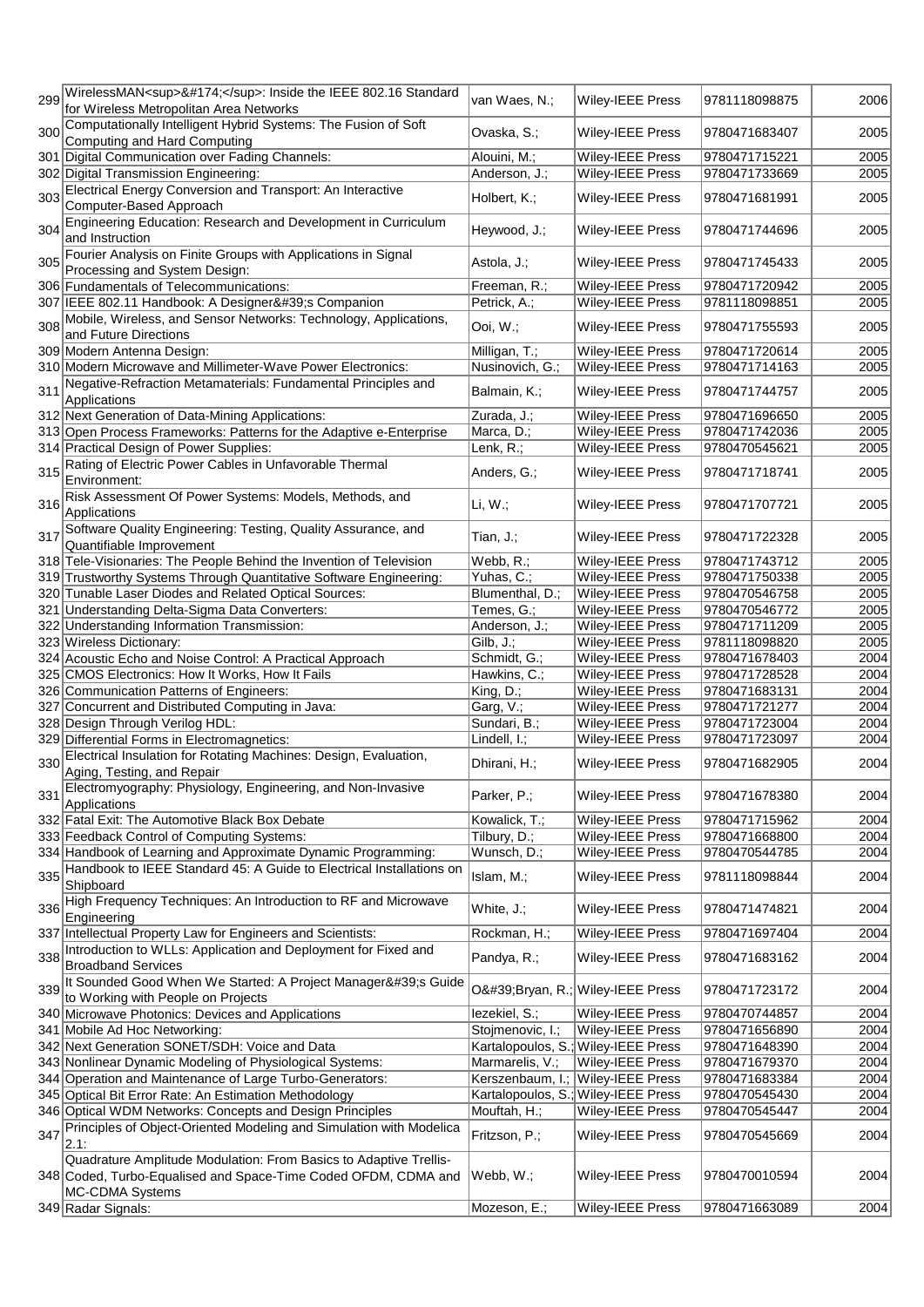| | | | | | |
|---|---|---|---|---|---|
| 299 | WirelessMAN<sup>&#174;</sup>: Inside the IEEE 802.16 Standard for Wireless Metropolitan Area Networks | van Waes, N.; | Wiley-IEEE Press | 9781118098875 | 2006 |
| 300 | Computationally Intelligent Hybrid Systems: The Fusion of Soft Computing and Hard Computing | Ovaska, S.; | Wiley-IEEE Press | 9780471683407 | 2005 |
| 301 | Digital Communication over Fading Channels: | Alouini, M.; | Wiley-IEEE Press | 9780471715221 | 2005 |
| 302 | Digital Transmission Engineering: | Anderson, J.; | Wiley-IEEE Press | 9780471733669 | 2005 |
| 303 | Electrical Energy Conversion and Transport: An Interactive Computer-Based Approach | Holbert, K.; | Wiley-IEEE Press | 9780471681991 | 2005 |
| 304 | Engineering Education: Research and Development in Curriculum and Instruction | Heywood, J.; | Wiley-IEEE Press | 9780471744696 | 2005 |
| 305 | Fourier Analysis on Finite Groups with Applications in Signal Processing and System Design: | Astola, J.; | Wiley-IEEE Press | 9780471745433 | 2005 |
| 306 | Fundamentals of Telecommunications: | Freeman, R.; | Wiley-IEEE Press | 9780471720942 | 2005 |
| 307 | IEEE 802.11 Handbook: A Designer&#39;s Companion | Petrick, A.; | Wiley-IEEE Press | 9781118098851 | 2005 |
| 308 | Mobile, Wireless, and Sensor Networks: Technology, Applications, and Future Directions | Ooi, W.; | Wiley-IEEE Press | 9780471755593 | 2005 |
| 309 | Modern Antenna Design: | Milligan, T.; | Wiley-IEEE Press | 9780471720614 | 2005 |
| 310 | Modern Microwave and Millimeter-Wave Power Electronics: | Nusinovich, G.; | Wiley-IEEE Press | 9780471714163 | 2005 |
| 311 | Negative-Refraction Metamaterials: Fundamental Principles and Applications | Balmain, K.; | Wiley-IEEE Press | 9780471744757 | 2005 |
| 312 | Next Generation of Data-Mining Applications: | Zurada, J.; | Wiley-IEEE Press | 9780471696650 | 2005 |
| 313 | Open Process Frameworks: Patterns for the Adaptive e-Enterprise | Marca, D.; | Wiley-IEEE Press | 9780471742036 | 2005 |
| 314 | Practical Design of Power Supplies: | Lenk, R.; | Wiley-IEEE Press | 9780470545621 | 2005 |
| 315 | Rating of Electric Power Cables in Unfavorable Thermal Environment: | Anders, G.; | Wiley-IEEE Press | 9780471718741 | 2005 |
| 316 | Risk Assessment Of Power Systems: Models, Methods, and Applications | Li, W.; | Wiley-IEEE Press | 9780471707721 | 2005 |
| 317 | Software Quality Engineering: Testing, Quality Assurance, and Quantifiable Improvement | Tian, J.; | Wiley-IEEE Press | 9780471722328 | 2005 |
| 318 | Tele-Visionaries: The People Behind the Invention of Television | Webb, R.; | Wiley-IEEE Press | 9780471743712 | 2005 |
| 319 | Trustworthy Systems Through Quantitative Software Engineering: | Yuhas, C.; | Wiley-IEEE Press | 9780471750338 | 2005 |
| 320 | Tunable Laser Diodes and Related Optical Sources: | Blumenthal, D.; | Wiley-IEEE Press | 9780470546758 | 2005 |
| 321 | Understanding Delta-Sigma Data Converters: | Temes, G.; | Wiley-IEEE Press | 9780470546772 | 2005 |
| 322 | Understanding Information Transmission: | Anderson, J.; | Wiley-IEEE Press | 9780471711209 | 2005 |
| 323 | Wireless Dictionary: | Gilb, J.; | Wiley-IEEE Press | 9781118098820 | 2005 |
| 324 | Acoustic Echo and Noise Control: A Practical Approach | Schmidt, G.; | Wiley-IEEE Press | 9780471678403 | 2004 |
| 325 | CMOS Electronics: How It Works, How It Fails | Hawkins, C.; | Wiley-IEEE Press | 9780471728528 | 2004 |
| 326 | Communication Patterns of Engineers: | King, D.; | Wiley-IEEE Press | 9780471683131 | 2004 |
| 327 | Concurrent and Distributed Computing in Java: | Garg, V.; | Wiley-IEEE Press | 9780471721277 | 2004 |
| 328 | Design Through Verilog HDL: | Sundari, B.; | Wiley-IEEE Press | 9780471723004 | 2004 |
| 329 | Differential Forms in Electromagnetics: | Lindell, I.; | Wiley-IEEE Press | 9780471723097 | 2004 |
| 330 | Electrical Insulation for Rotating Machines: Design, Evaluation, Aging, Testing, and Repair | Dhirani, H.; | Wiley-IEEE Press | 9780471682905 | 2004 |
| 331 | Electromyography: Physiology, Engineering, and Non-Invasive Applications | Parker, P.; | Wiley-IEEE Press | 9780471678380 | 2004 |
| 332 | Fatal Exit: The Automotive Black Box Debate | Kowalick, T.; | Wiley-IEEE Press | 9780471715962 | 2004 |
| 333 | Feedback Control of Computing Systems: | Tilbury, D.; | Wiley-IEEE Press | 9780471668800 | 2004 |
| 334 | Handbook of Learning and Approximate Dynamic Programming: | Wunsch, D.; | Wiley-IEEE Press | 9780470544785 | 2004 |
| 335 | Handbook to IEEE Standard 45: A Guide to Electrical Installations on Shipboard | Islam, M.; | Wiley-IEEE Press | 9781118098844 | 2004 |
| 336 | High Frequency Techniques: An Introduction to RF and Microwave Engineering | White, J.; | Wiley-IEEE Press | 9780471474821 | 2004 |
| 337 | Intellectual Property Law for Engineers and Scientists: | Rockman, H.; | Wiley-IEEE Press | 9780471697404 | 2004 |
| 338 | Introduction to WLLs: Application and Deployment for Fixed and Broadband Services | Pandya, R.; | Wiley-IEEE Press | 9780471683162 | 2004 |
| 339 | It Sounded Good When We Started: A Project Manager&#39;s Guide to Working with People on Projects | O&#39;Bryan, R.; | Wiley-IEEE Press | 9780471723172 | 2004 |
| 340 | Microwave Photonics: Devices and Applications | Iezekiel, S.; | Wiley-IEEE Press | 9780470744857 | 2004 |
| 341 | Mobile Ad Hoc Networking: | Stojmenovic, I.; | Wiley-IEEE Press | 9780471656890 | 2004 |
| 342 | Next Generation SONET/SDH: Voice and Data | Kartalopoulos, S.; | Wiley-IEEE Press | 9780471648390 | 2004 |
| 343 | Nonlinear Dynamic Modeling of Physiological Systems: | Marmarelis, V.; | Wiley-IEEE Press | 9780471679370 | 2004 |
| 344 | Operation and Maintenance of Large Turbo-Generators: | Kerszenbaum, I.; | Wiley-IEEE Press | 9780471683384 | 2004 |
| 345 | Optical Bit Error Rate: An Estimation Methodology | Kartalopoulos, S.; | Wiley-IEEE Press | 9780470545430 | 2004 |
| 346 | Optical WDM Networks: Concepts and Design Principles | Mouftah, H.; | Wiley-IEEE Press | 9780470545447 | 2004 |
| 347 | Principles of Object-Oriented Modeling and Simulation with Modelica 2.1: | Fritzson, P.; | Wiley-IEEE Press | 9780470545669 | 2004 |
| 348 | Quadrature Amplitude Modulation: From Basics to Adaptive Trellis-Coded, Turbo-Equalised and Space-Time Coded OFDM, CDMA and MC-CDMA Systems | Webb, W.; | Wiley-IEEE Press | 9780470010594 | 2004 |
| 349 | Radar Signals: | Mozeson, E.; | Wiley-IEEE Press | 9780471663089 | 2004 |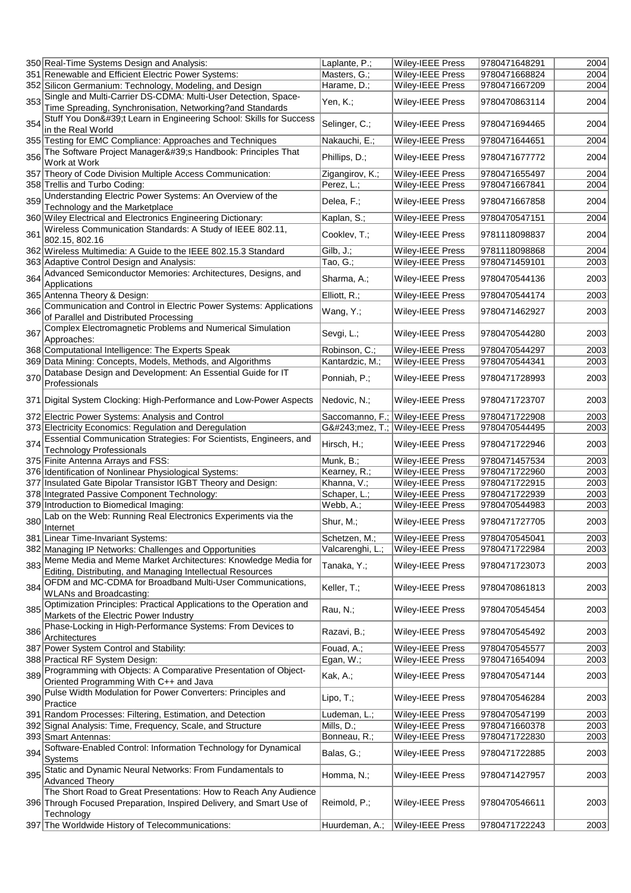| | | | | | |
|---|---|---|---|---|---|
| 350 | Real-Time Systems Design and Analysis: | Laplante, P.; | Wiley-IEEE Press | 9780471648291 | 2004 |
| 351 | Renewable and Efficient Electric Power Systems: | Masters, G.; | Wiley-IEEE Press | 9780471668824 | 2004 |
| 352 | Silicon Germanium: Technology, Modeling, and Design | Harame, D.; | Wiley-IEEE Press | 9780471667209 | 2004 |
| 353 | Single and Multi-Carrier DS-CDMA: Multi-User Detection, Space-Time Spreading, Synchronisation, Networking?and Standards | Yen, K.; | Wiley-IEEE Press | 9780470863114 | 2004 |
| 354 | Stuff You Don&#39;t Learn in Engineering School: Skills for Success in the Real World | Selinger, C.; | Wiley-IEEE Press | 9780471694465 | 2004 |
| 355 | Testing for EMC Compliance: Approaches and Techniques | Nakauchi, E.; | Wiley-IEEE Press | 9780471644651 | 2004 |
| 356 | The Software Project Manager&#39;s Handbook: Principles That Work at Work | Phillips, D.; | Wiley-IEEE Press | 9780471677772 | 2004 |
| 357 | Theory of Code Division Multiple Access Communication: | Zigangirov, K.; | Wiley-IEEE Press | 9780471655497 | 2004 |
| 358 | Trellis and Turbo Coding: | Perez, L.; | Wiley-IEEE Press | 9780471667841 | 2004 |
| 359 | Understanding Electric Power Systems: An Overview of the Technology and the Marketplace | Delea, F.; | Wiley-IEEE Press | 9780471667858 | 2004 |
| 360 | Wiley Electrical and Electronics Engineering Dictionary: | Kaplan, S.; | Wiley-IEEE Press | 9780470547151 | 2004 |
| 361 | Wireless Communication Standards: A Study of IEEE 802.11, 802.15, 802.16 | Cooklev, T.; | Wiley-IEEE Press | 9781118098837 | 2004 |
| 362 | Wireless Multimedia: A Guide to the IEEE 802.15.3 Standard | Gilb, J.; | Wiley-IEEE Press | 9781118098868 | 2004 |
| 363 | Adaptive Control Design and Analysis: | Tao, G.; | Wiley-IEEE Press | 9780471459101 | 2003 |
| 364 | Advanced Semiconductor Memories: Architectures, Designs, and Applications | Sharma, A.; | Wiley-IEEE Press | 9780470544136 | 2003 |
| 365 | Antenna Theory & Design: | Elliott, R.; | Wiley-IEEE Press | 9780470544174 | 2003 |
| 366 | Communication and Control in Electric Power Systems: Applications of Parallel and Distributed Processing | Wang, Y.; | Wiley-IEEE Press | 9780471462927 | 2003 |
| 367 | Complex Electromagnetic Problems and Numerical Simulation Approaches: | Sevgi, L.; | Wiley-IEEE Press | 9780470544280 | 2003 |
| 368 | Computational Intelligence: The Experts Speak | Robinson, C.; | Wiley-IEEE Press | 9780470544297 | 2003 |
| 369 | Data Mining: Concepts, Models, Methods, and Algorithms | Kantardzic, M.; | Wiley-IEEE Press | 9780470544341 | 2003 |
| 370 | Database Design and Development: An Essential Guide for IT Professionals | Ponniah, P.; | Wiley-IEEE Press | 9780471728993 | 2003 |
| 371 | Digital System Clocking: High-Performance and Low-Power Aspects | Nedovic, N.; | Wiley-IEEE Press | 9780471723707 | 2003 |
| 372 | Electric Power Systems: Analysis and Control | Saccomanno, F.; | Wiley-IEEE Press | 9780471722908 | 2003 |
| 373 | Electricity Economics: Regulation and Deregulation | G&#243;mez, T.; | Wiley-IEEE Press | 9780470544495 | 2003 |
| 374 | Essential Communication Strategies: For Scientists, Engineers, and Technology Professionals | Hirsch, H.; | Wiley-IEEE Press | 9780471722946 | 2003 |
| 375 | Finite Antenna Arrays and FSS: | Munk, B.; | Wiley-IEEE Press | 9780471457534 | 2003 |
| 376 | Identification of Nonlinear Physiological Systems: | Kearney, R.; | Wiley-IEEE Press | 9780471722960 | 2003 |
| 377 | Insulated Gate Bipolar Transistor IGBT Theory and Design: | Khanna, V.; | Wiley-IEEE Press | 9780471722915 | 2003 |
| 378 | Integrated Passive Component Technology: | Schaper, L.; | Wiley-IEEE Press | 9780471722939 | 2003 |
| 379 | Introduction to Biomedical Imaging: | Webb, A.; | Wiley-IEEE Press | 9780470544983 | 2003 |
| 380 | Lab on the Web: Running Real Electronics Experiments via the Internet | Shur, M.; | Wiley-IEEE Press | 9780471727705 | 2003 |
| 381 | Linear Time-Invariant Systems: | Schetzen, M.; | Wiley-IEEE Press | 9780470545041 | 2003 |
| 382 | Managing IP Networks: Challenges and Opportunities | Valcarenghi, L.; | Wiley-IEEE Press | 9780471722984 | 2003 |
| 383 | Meme Media and Meme Market Architectures: Knowledge Media for Editing, Distributing, and Managing Intellectual Resources | Tanaka, Y.; | Wiley-IEEE Press | 9780471723073 | 2003 |
| 384 | OFDM and MC-CDMA for Broadband Multi-User Communications, WLANs and Broadcasting: | Keller, T.; | Wiley-IEEE Press | 9780470861813 | 2003 |
| 385 | Optimization Principles: Practical Applications to the Operation and Markets of the Electric Power Industry | Rau, N.; | Wiley-IEEE Press | 9780470545454 | 2003 |
| 386 | Phase-Locking in High-Performance Systems: From Devices to Architectures | Razavi, B.; | Wiley-IEEE Press | 9780470545492 | 2003 |
| 387 | Power System Control and Stability: | Fouad, A.; | Wiley-IEEE Press | 9780470545577 | 2003 |
| 388 | Practical RF System Design: | Egan, W.; | Wiley-IEEE Press | 9780471654094 | 2003 |
| 389 | Programming with Objects: A Comparative Presentation of Object-Oriented Programming With C++ and Java | Kak, A.; | Wiley-IEEE Press | 9780470547144 | 2003 |
| 390 | Pulse Width Modulation for Power Converters: Principles and Practice | Lipo, T.; | Wiley-IEEE Press | 9780470546284 | 2003 |
| 391 | Random Processes: Filtering, Estimation, and Detection | Ludeman, L.; | Wiley-IEEE Press | 9780470547199 | 2003 |
| 392 | Signal Analysis: Time, Frequency, Scale, and Structure | Mills, D.; | Wiley-IEEE Press | 9780471660378 | 2003 |
| 393 | Smart Antennas: | Bonneau, R.; | Wiley-IEEE Press | 9780471722830 | 2003 |
| 394 | Software-Enabled Control: Information Technology for Dynamical Systems | Balas, G.; | Wiley-IEEE Press | 9780471722885 | 2003 |
| 395 | Static and Dynamic Neural Networks: From Fundamentals to Advanced Theory | Homma, N.; | Wiley-IEEE Press | 9780471427957 | 2003 |
| 396 | The Short Road to Great Presentations: How to Reach Any Audience Through Focused Preparation, Inspired Delivery, and Smart Use of Technology | Reimold, P.; | Wiley-IEEE Press | 9780470546611 | 2003 |
| 397 | The Worldwide History of Telecommunications: | Huurdeman, A.; | Wiley-IEEE Press | 9780471722243 | 2003 |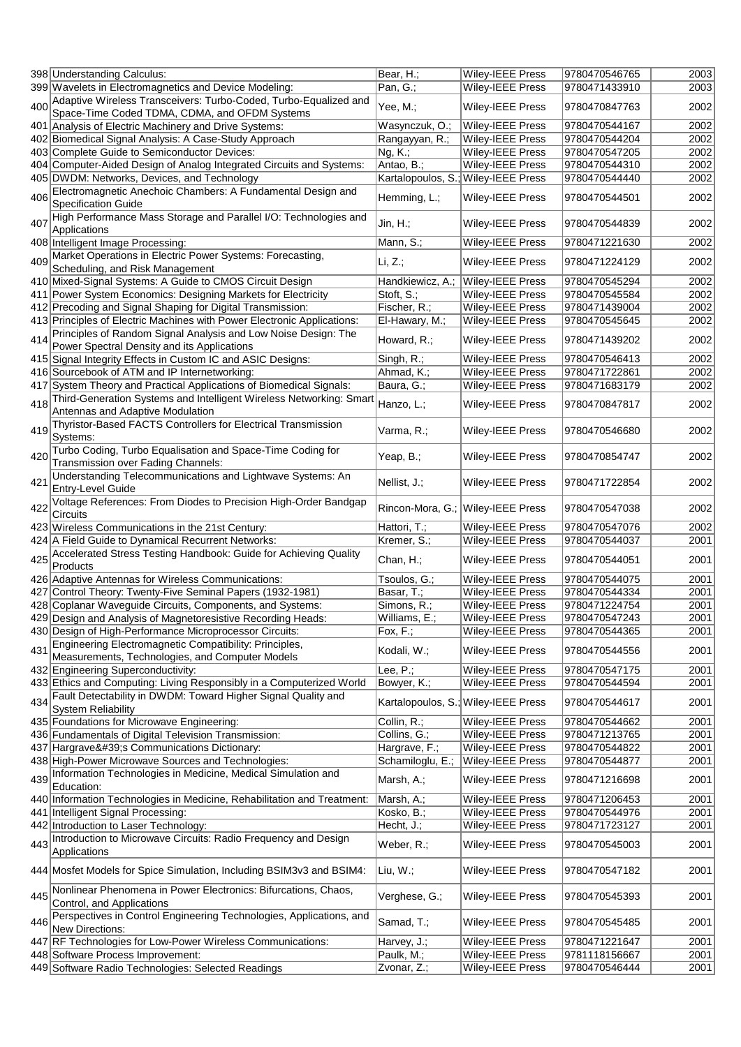| | | | | | |
|---|---|---|---|---|---|
| 398 | Understanding Calculus: | Bear, H.; | Wiley-IEEE Press | 9780470546765 | 2003 |
| 399 | Wavelets in Electromagnetics and Device Modeling: | Pan, G.; | Wiley-IEEE Press | 9780471433910 | 2003 |
| 400 | Adaptive Wireless Transceivers: Turbo-Coded, Turbo-Equalized and Space-Time Coded TDMA, CDMA, and OFDM Systems | Yee, M.; | Wiley-IEEE Press | 9780470847763 | 2002 |
| 401 | Analysis of Electric Machinery and Drive Systems: | Wasynczuk, O.; | Wiley-IEEE Press | 9780470544167 | 2002 |
| 402 | Biomedical Signal Analysis: A Case-Study Approach | Rangayyan, R.; | Wiley-IEEE Press | 9780470544204 | 2002 |
| 403 | Complete Guide to Semiconductor Devices: | Ng, K.; | Wiley-IEEE Press | 9780470547205 | 2002 |
| 404 | Computer-Aided Design of Analog Integrated Circuits and Systems: | Antao, B.; | Wiley-IEEE Press | 9780470544310 | 2002 |
| 405 | DWDM: Networks, Devices, and Technology | Kartalopoulos, S.; | Wiley-IEEE Press | 9780470544440 | 2002 |
| 406 | Electromagnetic Anechoic Chambers: A Fundamental Design and Specification Guide | Hemming, L.; | Wiley-IEEE Press | 9780470544501 | 2002 |
| 407 | High Performance Mass Storage and Parallel I/O: Technologies and Applications | Jin, H.; | Wiley-IEEE Press | 9780470544839 | 2002 |
| 408 | Intelligent Image Processing: | Mann, S.; | Wiley-IEEE Press | 9780471221630 | 2002 |
| 409 | Market Operations in Electric Power Systems: Forecasting, Scheduling, and Risk Management | Li, Z.; | Wiley-IEEE Press | 9780471224129 | 2002 |
| 410 | Mixed-Signal Systems: A Guide to CMOS Circuit Design | Handkiewicz, A.; | Wiley-IEEE Press | 9780470545294 | 2002 |
| 411 | Power System Economics: Designing Markets for Electricity | Stoft, S.; | Wiley-IEEE Press | 9780470545584 | 2002 |
| 412 | Precoding and Signal Shaping for Digital Transmission: | Fischer, R.; | Wiley-IEEE Press | 9780471439004 | 2002 |
| 413 | Principles of Electric Machines with Power Electronic Applications: | El-Hawary, M.; | Wiley-IEEE Press | 9780470545645 | 2002 |
| 414 | Principles of Random Signal Analysis and Low Noise Design: The Power Spectral Density and its Applications | Howard, R.; | Wiley-IEEE Press | 9780471439202 | 2002 |
| 415 | Signal Integrity Effects in Custom IC and ASIC Designs: | Singh, R.; | Wiley-IEEE Press | 9780470546413 | 2002 |
| 416 | Sourcebook of ATM and IP Internetworking: | Ahmad, K.; | Wiley-IEEE Press | 9780471722861 | 2002 |
| 417 | System Theory and Practical Applications of Biomedical Signals: | Baura, G.; | Wiley-IEEE Press | 9780471683179 | 2002 |
| 418 | Third-Generation Systems and Intelligent Wireless Networking: Smart Antennas and Adaptive Modulation | Hanzo, L.; | Wiley-IEEE Press | 9780470847817 | 2002 |
| 419 | Thyristor-Based FACTS Controllers for Electrical Transmission Systems: | Varma, R.; | Wiley-IEEE Press | 9780470546680 | 2002 |
| 420 | Turbo Coding, Turbo Equalisation and Space-Time Coding for Transmission over Fading Channels: | Yeap, B.; | Wiley-IEEE Press | 9780470854747 | 2002 |
| 421 | Understanding Telecommunications and Lightwave Systems: An Entry-Level Guide | Nellist, J.; | Wiley-IEEE Press | 9780471722854 | 2002 |
| 422 | Voltage References: From Diodes to Precision High-Order Bandgap Circuits | Rincon-Mora, G.; | Wiley-IEEE Press | 9780470547038 | 2002 |
| 423 | Wireless Communications in the 21st Century: | Hattori, T.; | Wiley-IEEE Press | 9780470547076 | 2002 |
| 424 | A Field Guide to Dynamical Recurrent Networks: | Kremer, S.; | Wiley-IEEE Press | 9780470544037 | 2001 |
| 425 | Accelerated Stress Testing Handbook: Guide for Achieving Quality Products | Chan, H.; | Wiley-IEEE Press | 9780470544051 | 2001 |
| 426 | Adaptive Antennas for Wireless Communications: | Tsoulos, G.; | Wiley-IEEE Press | 9780470544075 | 2001 |
| 427 | Control Theory: Twenty-Five Seminal Papers (1932-1981) | Basar, T.; | Wiley-IEEE Press | 9780470544334 | 2001 |
| 428 | Coplanar Waveguide Circuits, Components, and Systems: | Simons, R.; | Wiley-IEEE Press | 9780471224754 | 2001 |
| 429 | Design and Analysis of Magnetoresistive Recording Heads: | Williams, E.; | Wiley-IEEE Press | 9780470547243 | 2001 |
| 430 | Design of High-Performance Microprocessor Circuits: | Fox, F.; | Wiley-IEEE Press | 9780470544365 | 2001 |
| 431 | Engineering Electromagnetic Compatibility: Principles, Measurements, Technologies, and Computer Models | Kodali, W.; | Wiley-IEEE Press | 9780470544556 | 2001 |
| 432 | Engineering Superconductivity: | Lee, P.; | Wiley-IEEE Press | 9780470547175 | 2001 |
| 433 | Ethics and Computing: Living Responsibly in a Computerized World | Bowyer, K.; | Wiley-IEEE Press | 9780470544594 | 2001 |
| 434 | Fault Detectability in DWDM: Toward Higher Signal Quality and System Reliability | Kartalopoulos, S.; | Wiley-IEEE Press | 9780470544617 | 2001 |
| 435 | Foundations for Microwave Engineering: | Collin, R.; | Wiley-IEEE Press | 9780470544662 | 2001 |
| 436 | Fundamentals of Digital Television Transmission: | Collins, G.; | Wiley-IEEE Press | 9780471213765 | 2001 |
| 437 | Hargrave&#39;s Communications Dictionary: | Hargrave, F.; | Wiley-IEEE Press | 9780470544822 | 2001 |
| 438 | High-Power Microwave Sources and Technologies: | Schamiloglu, E.; | Wiley-IEEE Press | 9780470544877 | 2001 |
| 439 | Information Technologies in Medicine, Medical Simulation and Education: | Marsh, A.; | Wiley-IEEE Press | 9780471216698 | 2001 |
| 440 | Information Technologies in Medicine, Rehabilitation and Treatment: | Marsh, A.; | Wiley-IEEE Press | 9780471206453 | 2001 |
| 441 | Intelligent Signal Processing: | Kosko, B.; | Wiley-IEEE Press | 9780470544976 | 2001 |
| 442 | Introduction to Laser Technology: | Hecht, J.; | Wiley-IEEE Press | 9780471723127 | 2001 |
| 443 | Introduction to Microwave Circuits: Radio Frequency and Design Applications | Weber, R.; | Wiley-IEEE Press | 9780470545003 | 2001 |
| 444 | Mosfet Models for Spice Simulation, Including BSIM3v3 and BSIM4: | Liu, W.; | Wiley-IEEE Press | 9780470547182 | 2001 |
| 445 | Nonlinear Phenomena in Power Electronics: Bifurcations, Chaos, Control, and Applications | Verghese, G.; | Wiley-IEEE Press | 9780470545393 | 2001 |
| 446 | Perspectives in Control Engineering Technologies, Applications, and New Directions: | Samad, T.; | Wiley-IEEE Press | 9780470545485 | 2001 |
| 447 | RF Technologies for Low-Power Wireless Communications: | Harvey, J.; | Wiley-IEEE Press | 9780471221647 | 2001 |
| 448 | Software Process Improvement: | Paulk, M.; | Wiley-IEEE Press | 9781118156667 | 2001 |
| 449 | Software Radio Technologies: Selected Readings | Zvonar, Z.; | Wiley-IEEE Press | 9780470546444 | 2001 |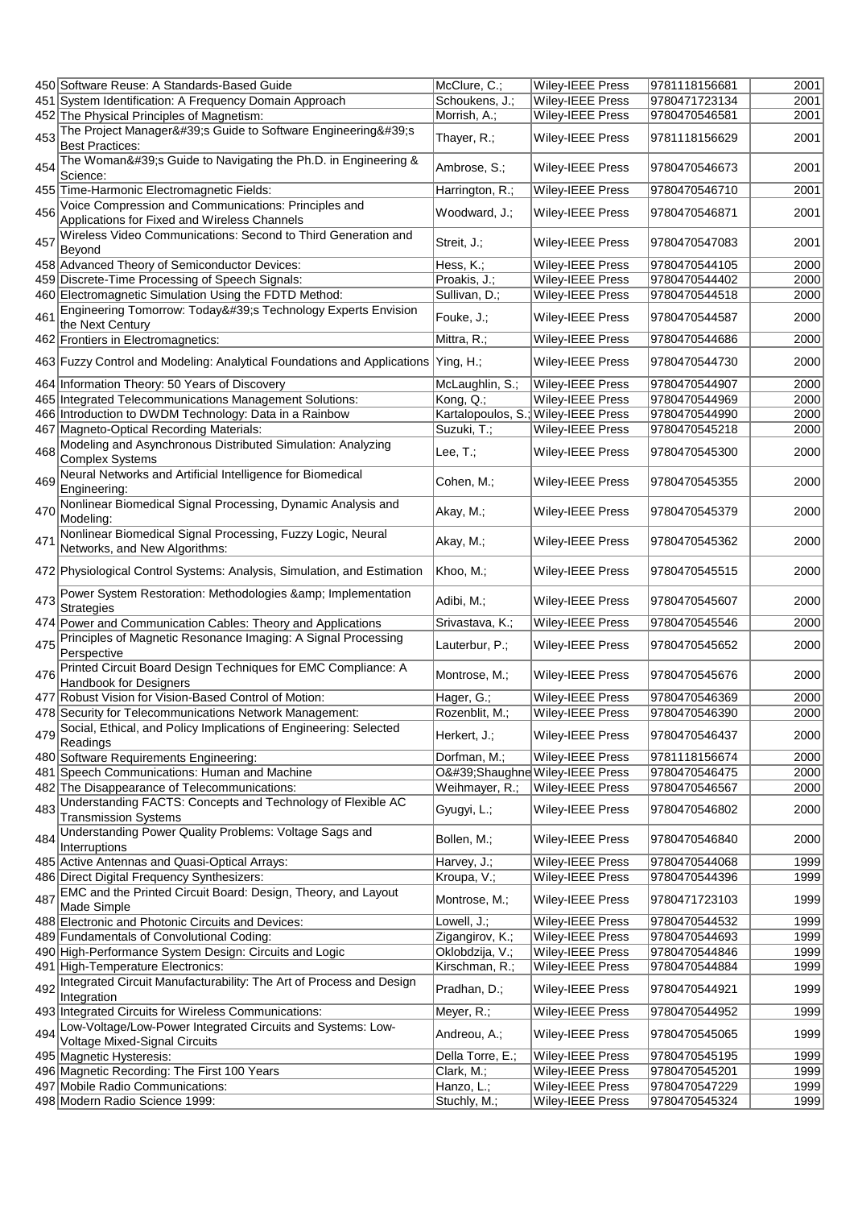| 450 | Software Reuse: A Standards-Based Guide | McClure, C.; | Wiley-IEEE Press | 9781118156681 | 2001 |
|---|---|---|---|---|---|
| 451 | System Identification: A Frequency Domain Approach | Schoukens, J.; | Wiley-IEEE Press | 9780471723134 | 2001 |
| 452 | The Physical Principles of Magnetism: | Morrish, A.; | Wiley-IEEE Press | 9780470546581 | 2001 |
| 453 | The Project Manager&#39;s Guide to Software Engineering&#39;s Best Practices: | Thayer, R.; | Wiley-IEEE Press | 9781118156629 | 2001 |
| 454 | The Woman&#39;s Guide to Navigating the Ph.D. in Engineering & Science: | Ambrose, S.; | Wiley-IEEE Press | 9780470546673 | 2001 |
| 455 | Time-Harmonic Electromagnetic Fields: | Harrington, R.; | Wiley-IEEE Press | 9780470546710 | 2001 |
| 456 | Voice Compression and Communications: Principles and Applications for Fixed and Wireless Channels | Woodward, J.; | Wiley-IEEE Press | 9780470546871 | 2001 |
| 457 | Wireless Video Communications: Second to Third Generation and Beyond | Streit, J.; | Wiley-IEEE Press | 9780470547083 | 2001 |
| 458 | Advanced Theory of Semiconductor Devices: | Hess, K.; | Wiley-IEEE Press | 9780470544105 | 2000 |
| 459 | Discrete-Time Processing of Speech Signals: | Proakis, J.; | Wiley-IEEE Press | 9780470544402 | 2000 |
| 460 | Electromagnetic Simulation Using the FDTD Method: | Sullivan, D.; | Wiley-IEEE Press | 9780470544518 | 2000 |
| 461 | Engineering Tomorrow: Today&#39;s Technology Experts Envision the Next Century | Fouke, J.; | Wiley-IEEE Press | 9780470544587 | 2000 |
| 462 | Frontiers in Electromagnetics: | Mittra, R.; | Wiley-IEEE Press | 9780470544686 | 2000 |
| 463 | Fuzzy Control and Modeling: Analytical Foundations and Applications | Ying, H.; | Wiley-IEEE Press | 9780470544730 | 2000 |
| 464 | Information Theory: 50 Years of Discovery | McLaughlin, S.; | Wiley-IEEE Press | 9780470544907 | 2000 |
| 465 | Integrated Telecommunications Management Solutions: | Kong, Q.; | Wiley-IEEE Press | 9780470544969 | 2000 |
| 466 | Introduction to DWDM Technology: Data in a Rainbow | Kartalopoulos, S.; | Wiley-IEEE Press | 9780470544990 | 2000 |
| 467 | Magneto-Optical Recording Materials: | Suzuki, T.; | Wiley-IEEE Press | 9780470545218 | 2000 |
| 468 | Modeling and Asynchronous Distributed Simulation: Analyzing Complex Systems | Lee, T.; | Wiley-IEEE Press | 9780470545300 | 2000 |
| 469 | Neural Networks and Artificial Intelligence for Biomedical Engineering: | Cohen, M.; | Wiley-IEEE Press | 9780470545355 | 2000 |
| 470 | Nonlinear Biomedical Signal Processing, Dynamic Analysis and Modeling: | Akay, M.; | Wiley-IEEE Press | 9780470545379 | 2000 |
| 471 | Nonlinear Biomedical Signal Processing, Fuzzy Logic, Neural Networks, and New Algorithms: | Akay, M.; | Wiley-IEEE Press | 9780470545362 | 2000 |
| 472 | Physiological Control Systems: Analysis, Simulation, and Estimation | Khoo, M.; | Wiley-IEEE Press | 9780470545515 | 2000 |
| 473 | Power System Restoration: Methodologies &amp; Implementation Strategies | Adibi, M.; | Wiley-IEEE Press | 9780470545607 | 2000 |
| 474 | Power and Communication Cables: Theory and Applications | Srivastava, K.; | Wiley-IEEE Press | 9780470545546 | 2000 |
| 475 | Principles of Magnetic Resonance Imaging: A Signal Processing Perspective | Lauterbur, P.; | Wiley-IEEE Press | 9780470545652 | 2000 |
| 476 | Printed Circuit Board Design Techniques for EMC Compliance: A Handbook for Designers | Montrose, M.; | Wiley-IEEE Press | 9780470545676 | 2000 |
| 477 | Robust Vision for Vision-Based Control of Motion: | Hager, G.; | Wiley-IEEE Press | 9780470546369 | 2000 |
| 478 | Security for Telecommunications Network Management: | Rozenblit, M.; | Wiley-IEEE Press | 9780470546390 | 2000 |
| 479 | Social, Ethical, and Policy Implications of Engineering: Selected Readings | Herkert, J.; | Wiley-IEEE Press | 9780470546437 | 2000 |
| 480 | Software Requirements Engineering: | Dorfman, M.; | Wiley-IEEE Press | 9781118156674 | 2000 |
| 481 | Speech Communications: Human and Machine | O&#39;Shaughne | Wiley-IEEE Press | 9780470546475 | 2000 |
| 482 | The Disappearance of Telecommunications: | Weihmayer, R.; | Wiley-IEEE Press | 9780470546567 | 2000 |
| 483 | Understanding FACTS: Concepts and Technology of Flexible AC Transmission Systems | Gyugyi, L.; | Wiley-IEEE Press | 9780470546802 | 2000 |
| 484 | Understanding Power Quality Problems: Voltage Sags and Interruptions | Bollen, M.; | Wiley-IEEE Press | 9780470546840 | 2000 |
| 485 | Active Antennas and Quasi-Optical Arrays: | Harvey, J.; | Wiley-IEEE Press | 9780470544068 | 1999 |
| 486 | Direct Digital Frequency Synthesizers: | Kroupa, V.; | Wiley-IEEE Press | 9780470544396 | 1999 |
| 487 | EMC and the Printed Circuit Board: Design, Theory, and Layout Made Simple | Montrose, M.; | Wiley-IEEE Press | 9780471723103 | 1999 |
| 488 | Electronic and Photonic Circuits and Devices: | Lowell, J.; | Wiley-IEEE Press | 9780470544532 | 1999 |
| 489 | Fundamentals of Convolutional Coding: | Zigangirov, K.; | Wiley-IEEE Press | 9780470544693 | 1999 |
| 490 | High-Performance System Design: Circuits and Logic | Oklobdzija, V.; | Wiley-IEEE Press | 9780470544846 | 1999 |
| 491 | High-Temperature Electronics: | Kirschman, R.; | Wiley-IEEE Press | 9780470544884 | 1999 |
| 492 | Integrated Circuit Manufacturability: The Art of Process and Design Integration | Pradhan, D.; | Wiley-IEEE Press | 9780470544921 | 1999 |
| 493 | Integrated Circuits for Wireless Communications: | Meyer, R.; | Wiley-IEEE Press | 9780470544952 | 1999 |
| 494 | Low-Voltage/Low-Power Integrated Circuits and Systems: Low-Voltage Mixed-Signal Circuits | Andreou, A.; | Wiley-IEEE Press | 9780470545065 | 1999 |
| 495 | Magnetic Hysteresis: | Della Torre, E.; | Wiley-IEEE Press | 9780470545195 | 1999 |
| 496 | Magnetic Recording: The First 100 Years | Clark, M.; | Wiley-IEEE Press | 9780470545201 | 1999 |
| 497 | Mobile Radio Communications: | Hanzo, L.; | Wiley-IEEE Press | 9780470547229 | 1999 |
| 498 | Modern Radio Science 1999: | Stuchly, M.; | Wiley-IEEE Press | 9780470545324 | 1999 |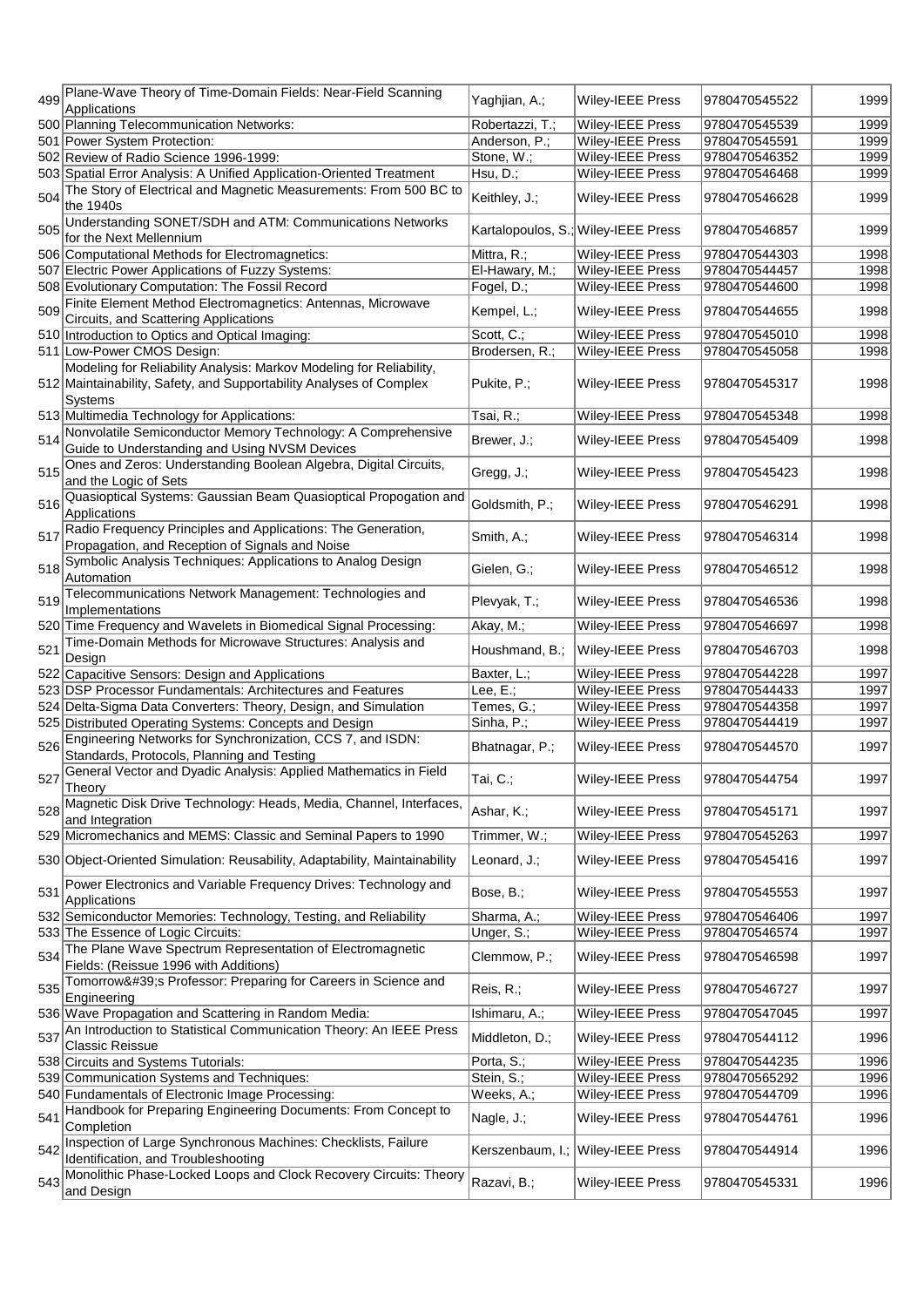| 499 | Plane-Wave Theory of Time-Domain Fields: Near-Field Scanning Applications | Yaghjian, A.; | Wiley-IEEE Press | 9780470545522 | 1999 |
|---|---|---|---|---|---|
| 500 | Planning Telecommunication Networks: | Robertazzi, T.; | Wiley-IEEE Press | 9780470545539 | 1999 |
| 501 | Power System Protection: | Anderson, P.; | Wiley-IEEE Press | 9780470545591 | 1999 |
| 502 | Review of Radio Science 1996-1999: | Stone, W.; | Wiley-IEEE Press | 9780470546352 | 1999 |
| 503 | Spatial Error Analysis: A Unified Application-Oriented Treatment | Hsu, D.; | Wiley-IEEE Press | 9780470546468 | 1999 |
| 504 | The Story of Electrical and Magnetic Measurements: From 500 BC to the 1940s | Keithley, J.; | Wiley-IEEE Press | 9780470546628 | 1999 |
| 505 | Understanding SONET/SDH and ATM: Communications Networks for the Next Mellennium | Kartalopoulos, S.; | Wiley-IEEE Press | 9780470546857 | 1999 |
| 506 | Computational Methods for Electromagnetics: | Mittra, R.; | Wiley-IEEE Press | 9780470544303 | 1998 |
| 507 | Electric Power Applications of Fuzzy Systems: | El-Hawary, M.; | Wiley-IEEE Press | 9780470544457 | 1998 |
| 508 | Evolutionary Computation: The Fossil Record | Fogel, D.; | Wiley-IEEE Press | 9780470544600 | 1998 |
| 509 | Finite Element Method Electromagnetics: Antennas, Microwave Circuits, and Scattering Applications | Kempel, L.; | Wiley-IEEE Press | 9780470544655 | 1998 |
| 510 | Introduction to Optics and Optical Imaging: | Scott, C.; | Wiley-IEEE Press | 9780470545010 | 1998 |
| 511 | Low-Power CMOS Design: | Brodersen, R.; | Wiley-IEEE Press | 9780470545058 | 1998 |
| 512 | Modeling for Reliability Analysis: Markov Modeling for Reliability, Maintainability, Safety, and Supportability Analyses of Complex Systems | Pukite, P.; | Wiley-IEEE Press | 9780470545317 | 1998 |
| 513 | Multimedia Technology for Applications: | Tsai, R.; | Wiley-IEEE Press | 9780470545348 | 1998 |
| 514 | Nonvolatile Semiconductor Memory Technology: A Comprehensive Guide to Understanding and Using NVSM Devices | Brewer, J.; | Wiley-IEEE Press | 9780470545409 | 1998 |
| 515 | Ones and Zeros: Understanding Boolean Algebra, Digital Circuits, and the Logic of Sets | Gregg, J.; | Wiley-IEEE Press | 9780470545423 | 1998 |
| 516 | Quasioptical Systems: Gaussian Beam Quasioptical Propogation and Applications | Goldsmith, P.; | Wiley-IEEE Press | 9780470546291 | 1998 |
| 517 | Radio Frequency Principles and Applications: The Generation, Propagation, and Reception of Signals and Noise | Smith, A.; | Wiley-IEEE Press | 9780470546314 | 1998 |
| 518 | Symbolic Analysis Techniques: Applications to Analog Design Automation | Gielen, G.; | Wiley-IEEE Press | 9780470546512 | 1998 |
| 519 | Telecommunications Network Management: Technologies and Implementations | Plevyak, T.; | Wiley-IEEE Press | 9780470546536 | 1998 |
| 520 | Time Frequency and Wavelets in Biomedical Signal Processing: | Akay, M.; | Wiley-IEEE Press | 9780470546697 | 1998 |
| 521 | Time-Domain Methods for Microwave Structures: Analysis and Design | Houshmand, B.; | Wiley-IEEE Press | 9780470546703 | 1998 |
| 522 | Capacitive Sensors: Design and Applications | Baxter, L.; | Wiley-IEEE Press | 9780470544228 | 1997 |
| 523 | DSP Processor Fundamentals: Architectures and Features | Lee, E.; | Wiley-IEEE Press | 9780470544433 | 1997 |
| 524 | Delta-Sigma Data Converters: Theory, Design, and Simulation | Temes, G.; | Wiley-IEEE Press | 9780470544358 | 1997 |
| 525 | Distributed Operating Systems: Concepts and Design | Sinha, P.; | Wiley-IEEE Press | 9780470544419 | 1997 |
| 526 | Engineering Networks for Synchronization, CCS 7, and ISDN: Standards, Protocols, Planning and Testing | Bhatnagar, P.; | Wiley-IEEE Press | 9780470544570 | 1997 |
| 527 | General Vector and Dyadic Analysis: Applied Mathematics in Field Theory | Tai, C.; | Wiley-IEEE Press | 9780470544754 | 1997 |
| 528 | Magnetic Disk Drive Technology: Heads, Media, Channel, Interfaces, and Integration | Ashar, K.; | Wiley-IEEE Press | 9780470545171 | 1997 |
| 529 | Micromechanics and MEMS: Classic and Seminal Papers to 1990 | Trimmer, W.; | Wiley-IEEE Press | 9780470545263 | 1997 |
| 530 | Object-Oriented Simulation: Reusability, Adaptability, Maintainability | Leonard, J.; | Wiley-IEEE Press | 9780470545416 | 1997 |
| 531 | Power Electronics and Variable Frequency Drives: Technology and Applications | Bose, B.; | Wiley-IEEE Press | 9780470545553 | 1997 |
| 532 | Semiconductor Memories: Technology, Testing, and Reliability | Sharma, A.; | Wiley-IEEE Press | 9780470546406 | 1997 |
| 533 | The Essence of Logic Circuits: | Unger, S.; | Wiley-IEEE Press | 9780470546574 | 1997 |
| 534 | The Plane Wave Spectrum Representation of Electromagnetic Fields: (Reissue 1996 with Additions) | Clemmow, P.; | Wiley-IEEE Press | 9780470546598 | 1997 |
| 535 | Tomorrow&#39;s Professor: Preparing for Careers in Science and Engineering | Reis, R.; | Wiley-IEEE Press | 9780470546727 | 1997 |
| 536 | Wave Propagation and Scattering in Random Media: | Ishimaru, A.; | Wiley-IEEE Press | 9780470547045 | 1997 |
| 537 | An Introduction to Statistical Communication Theory: An IEEE Press Classic Reissue | Middleton, D.; | Wiley-IEEE Press | 9780470544112 | 1996 |
| 538 | Circuits and Systems Tutorials: | Porta, S.; | Wiley-IEEE Press | 9780470544235 | 1996 |
| 539 | Communication Systems and Techniques: | Stein, S.; | Wiley-IEEE Press | 9780470565292 | 1996 |
| 540 | Fundamentals of Electronic Image Processing: | Weeks, A.; | Wiley-IEEE Press | 9780470544709 | 1996 |
| 541 | Handbook for Preparing Engineering Documents: From Concept to Completion | Nagle, J.; | Wiley-IEEE Press | 9780470544761 | 1996 |
| 542 | Inspection of Large Synchronous Machines: Checklists, Failure Identification, and Troubleshooting | Kerszenbaum, I.; | Wiley-IEEE Press | 9780470544914 | 1996 |
| 543 | Monolithic Phase-Locked Loops and Clock Recovery Circuits: Theory and Design | Razavi, B.; | Wiley-IEEE Press | 9780470545331 | 1996 |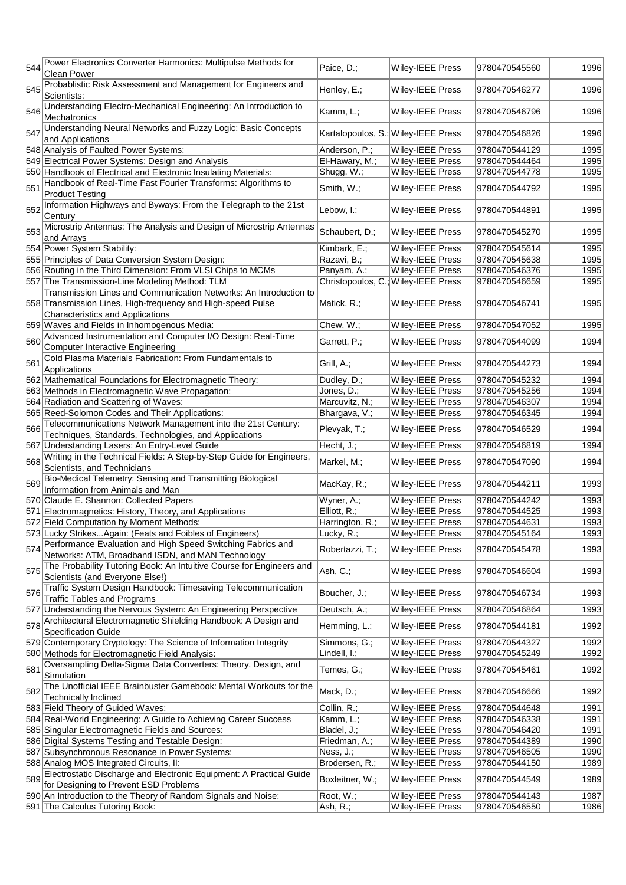| | | | | | |
|---|---|---|---|---|---|
| 544 | Power Electronics Converter Harmonics: Multipulse Methods for Clean Power | Paice, D.; | Wiley-IEEE Press | 9780470545560 | 1996 |
| 545 | Probablistic Risk Assessment and Management for Engineers and Scientists: | Henley, E.; | Wiley-IEEE Press | 9780470546277 | 1996 |
| 546 | Understanding Electro-Mechanical Engineering: An Introduction to Mechatronics | Kamm, L.; | Wiley-IEEE Press | 9780470546796 | 1996 |
| 547 | Understanding Neural Networks and Fuzzy Logic: Basic Concepts and Applications | Kartalopoulos, S.; | Wiley-IEEE Press | 9780470546826 | 1996 |
| 548 | Analysis of Faulted Power Systems: | Anderson, P.; | Wiley-IEEE Press | 9780470544129 | 1995 |
| 549 | Electrical Power Systems: Design and Analysis | El-Hawary, M.; | Wiley-IEEE Press | 9780470544464 | 1995 |
| 550 | Handbook of Electrical and Electronic Insulating Materials: | Shugg, W.; | Wiley-IEEE Press | 9780470544778 | 1995 |
| 551 | Handbook of Real-Time Fast Fourier Transforms: Algorithms to Product Testing | Smith, W.; | Wiley-IEEE Press | 9780470544792 | 1995 |
| 552 | Information Highways and Byways: From the Telegraph to the 21st Century | Lebow, I.; | Wiley-IEEE Press | 9780470544891 | 1995 |
| 553 | Microstrip Antennas: The Analysis and Design of Microstrip Antennas and Arrays | Schaubert, D.; | Wiley-IEEE Press | 9780470545270 | 1995 |
| 554 | Power System Stability: | Kimbark, E.; | Wiley-IEEE Press | 9780470545614 | 1995 |
| 555 | Principles of Data Conversion System Design: | Razavi, B.; | Wiley-IEEE Press | 9780470545638 | 1995 |
| 556 | Routing in the Third Dimension: From VLSI Chips to MCMs | Panyam, A.; | Wiley-IEEE Press | 9780470546376 | 1995 |
| 557 | The Transmission-Line Modeling Method: TLM | Christopoulos, C.; | Wiley-IEEE Press | 9780470546659 | 1995 |
| 558 | Transmission Lines and Communication Networks: An Introduction to Transmission Lines, High-frequency and High-speed Pulse Characteristics and Applications | Matick, R.; | Wiley-IEEE Press | 9780470546741 | 1995 |
| 559 | Waves and Fields in Inhomogenous Media: | Chew, W.; | Wiley-IEEE Press | 9780470547052 | 1995 |
| 560 | Advanced Instrumentation and Computer I/O Design: Real-Time Computer Interactive Engineering | Garrett, P.; | Wiley-IEEE Press | 9780470544099 | 1994 |
| 561 | Cold Plasma Materials Fabrication: From Fundamentals to Applications | Grill, A.; | Wiley-IEEE Press | 9780470544273 | 1994 |
| 562 | Mathematical Foundations for Electromagnetic Theory: | Dudley, D.; | Wiley-IEEE Press | 9780470545232 | 1994 |
| 563 | Methods in Electromagnetic Wave Propagation: | Jones, D.; | Wiley-IEEE Press | 9780470545256 | 1994 |
| 564 | Radiation and Scattering of Waves: | Marcuvitz, N.; | Wiley-IEEE Press | 9780470546307 | 1994 |
| 565 | Reed-Solomon Codes and Their Applications: | Bhargava, V.; | Wiley-IEEE Press | 9780470546345 | 1994 |
| 566 | Telecommunications Network Management into the 21st Century: Techniques, Standards, Technologies, and Applications | Plevyak, T.; | Wiley-IEEE Press | 9780470546529 | 1994 |
| 567 | Understanding Lasers: An Entry-Level Guide | Hecht, J.; | Wiley-IEEE Press | 9780470546819 | 1994 |
| 568 | Writing in the Technical Fields: A Step-by-Step Guide for Engineers, Scientists, and Technicians | Markel, M.; | Wiley-IEEE Press | 9780470547090 | 1994 |
| 569 | Bio-Medical Telemetry: Sensing and Transmitting Biological Information from Animals and Man | MacKay, R.; | Wiley-IEEE Press | 9780470544211 | 1993 |
| 570 | Claude E. Shannon: Collected Papers | Wyner, A.; | Wiley-IEEE Press | 9780470544242 | 1993 |
| 571 | Electromagnetics: History, Theory, and Applications | Elliott, R.; | Wiley-IEEE Press | 9780470544525 | 1993 |
| 572 | Field Computation by Moment Methods: | Harrington, R.; | Wiley-IEEE Press | 9780470544631 | 1993 |
| 573 | Lucky Strikes...Again: (Feats and Foibles of Engineers) | Lucky, R.; | Wiley-IEEE Press | 9780470545164 | 1993 |
| 574 | Performance Evaluation and High Speed Switching Fabrics and Networks: ATM, Broadband ISDN, and MAN Technology | Robertazzi, T.; | Wiley-IEEE Press | 9780470545478 | 1993 |
| 575 | The Probability Tutoring Book: An Intuitive Course for Engineers and Scientists (and Everyone Else!) | Ash, C.; | Wiley-IEEE Press | 9780470546604 | 1993 |
| 576 | Traffic System Design Handbook: Timesaving Telecommunication Traffic Tables and Programs | Boucher, J.; | Wiley-IEEE Press | 9780470546734 | 1993 |
| 577 | Understanding the Nervous System: An Engineering Perspective | Deutsch, A.; | Wiley-IEEE Press | 9780470546864 | 1993 |
| 578 | Architectural Electromagnetic Shielding Handbook: A Design and Specification Guide | Hemming, L.; | Wiley-IEEE Press | 9780470544181 | 1992 |
| 579 | Contemporary Cryptology: The Science of Information Integrity | Simmons, G.; | Wiley-IEEE Press | 9780470544327 | 1992 |
| 580 | Methods for Electromagnetic Field Analysis: | Lindell, I.; | Wiley-IEEE Press | 9780470545249 | 1992 |
| 581 | Oversampling Delta-Sigma Data Converters: Theory, Design, and Simulation | Temes, G.; | Wiley-IEEE Press | 9780470545461 | 1992 |
| 582 | The Unofficial IEEE Brainbuster Gamebook: Mental Workouts for the Technically Inclined | Mack, D.; | Wiley-IEEE Press | 9780470546666 | 1992 |
| 583 | Field Theory of Guided Waves: | Collin, R.; | Wiley-IEEE Press | 9780470544648 | 1991 |
| 584 | Real-World Engineering: A Guide to Achieving Career Success | Kamm, L.; | Wiley-IEEE Press | 9780470546338 | 1991 |
| 585 | Singular Electromagnetic Fields and Sources: | Bladel, J.; | Wiley-IEEE Press | 9780470546420 | 1991 |
| 586 | Digital Systems Testing and Testable Design: | Friedman, A.; | Wiley-IEEE Press | 9780470544389 | 1990 |
| 587 | Subsynchronous Resonance in Power Systems: | Ness, J.; | Wiley-IEEE Press | 9780470546505 | 1990 |
| 588 | Analog MOS Integrated Circuits, II: | Brodersen, R.; | Wiley-IEEE Press | 9780470544150 | 1989 |
| 589 | Electrostatic Discharge and Electronic Equipment: A Practical Guide for Designing to Prevent ESD Problems | Boxleitner, W.; | Wiley-IEEE Press | 9780470544549 | 1989 |
| 590 | An Introduction to the Theory of Random Signals and Noise: | Root, W.; | Wiley-IEEE Press | 9780470544143 | 1987 |
| 591 | The Calculus Tutoring Book: | Ash, R.; | Wiley-IEEE Press | 9780470546550 | 1986 |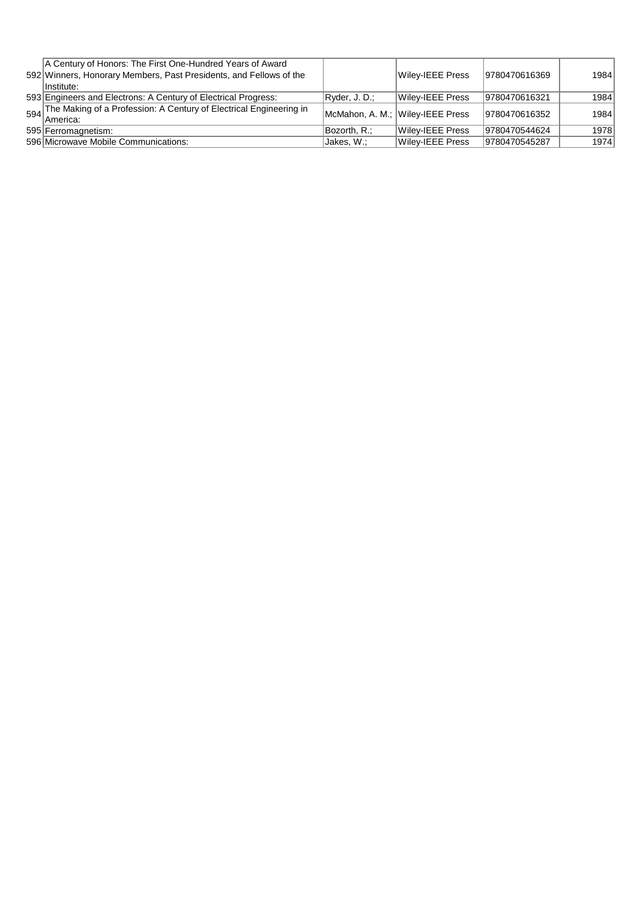| | | | | | |
|---|---|---|---|---|---|
| 592 | A Century of Honors: The First One-Hundred Years of Award Winners, Honorary Members, Past Presidents, and Fellows of the Institute: | | Wiley-IEEE Press | 9780470616369 | 1984 |
| 593 | Engineers and Electrons: A Century of Electrical Progress: | Ryder, J. D.; | Wiley-IEEE Press | 9780470616321 | 1984 |
| 594 | The Making of a Profession: A Century of Electrical Engineering in America: | McMahon, A. M.; | Wiley-IEEE Press | 9780470616352 | 1984 |
| 595 | Ferromagnetism: | Bozorth, R.; | Wiley-IEEE Press | 9780470544624 | 1978 |
| 596 | Microwave Mobile Communications: | Jakes, W.; | Wiley-IEEE Press | 9780470545287 | 1974 |